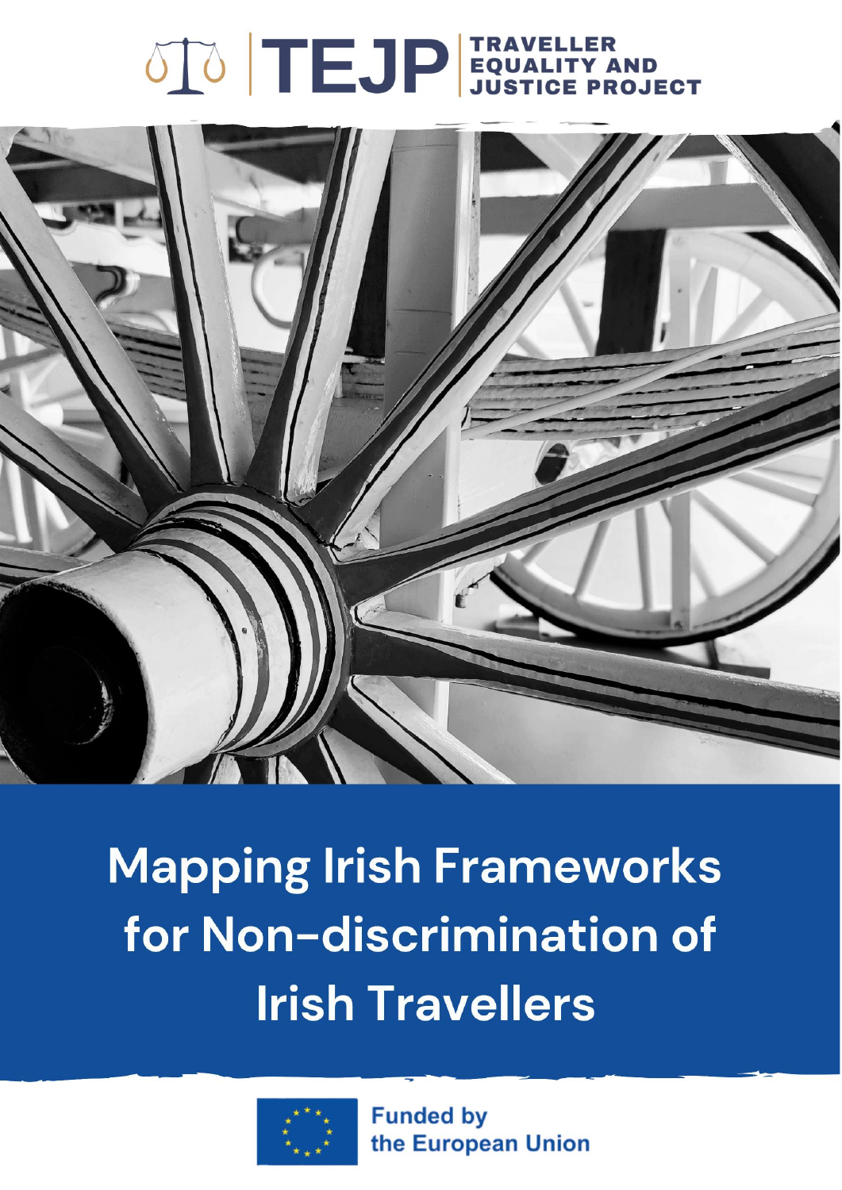TEJP | TRAVELLER EQUALITY AND JUSTICE PROJECT

# Mapping Irish Frameworks for Non-discrimination of Irish Travellers

Funded by the European Union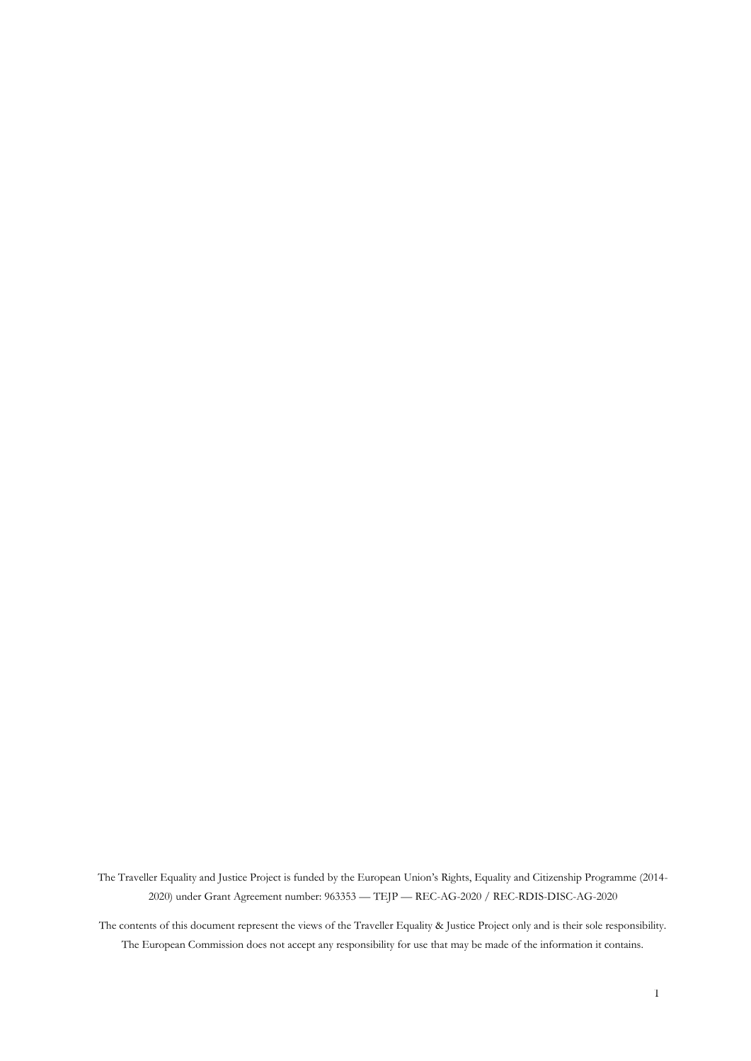The Traveller Equality and Justice Project is funded by the European Union's Rights, Equality and Citizenship Programme (2014-2020) under Grant Agreement number: 963353 — TEJP — REC-AG-2020 / REC-RDIS-DISC-AG-2020

The contents of this document represent the views of the Traveller Equality & Justice Project only and is their sole responsibility. The European Commission does not accept any responsibility for use that may be made of the information it contains.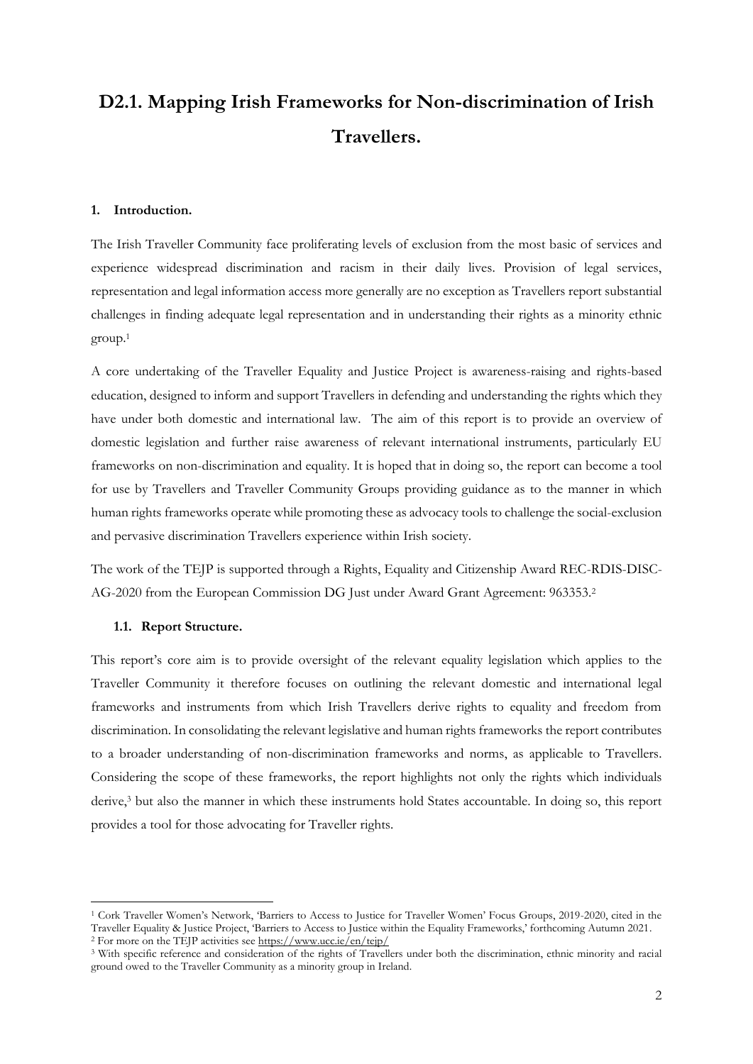# D2.1. Mapping Irish Frameworks for Non-discrimination of Irish Travellers.

## 1. Introduction.

The Irish Traveller Community face proliferating levels of exclusion from the most basic of services and experience widespread discrimination and racism in their daily lives. Provision of legal services, representation and legal information access more generally are no exception as Travellers report substantial challenges in finding adequate legal representation and in understanding their rights as a minority ethnic group.[1]

A core undertaking of the Traveller Equality and Justice Project is awareness-raising and rights-based education, designed to inform and support Travellers in defending and understanding the rights which they have under both domestic and international law. The aim of this report is to provide an overview of domestic legislation and further raise awareness of relevant international instruments, particularly EU frameworks on non-discrimination and equality. It is hoped that in doing so, the report can become a tool for use by Travellers and Traveller Community Groups providing guidance as to the manner in which human rights frameworks operate while promoting these as advocacy tools to challenge the social-exclusion and pervasive discrimination Travellers experience within Irish society.

The work of the TEJP is supported through a Rights, Equality and Citizenship Award REC-RDIS-DISC-AG-2020 from the European Commission DG Just under Award Grant Agreement: 963353.[2]

### 1.1. Report Structure.

This report's core aim is to provide oversight of the relevant equality legislation which applies to the Traveller Community it therefore focuses on outlining the relevant domestic and international legal frameworks and instruments from which Irish Travellers derive rights to equality and freedom from discrimination. In consolidating the relevant legislative and human rights frameworks the report contributes to a broader understanding of non-discrimination frameworks and norms, as applicable to Travellers. Considering the scope of these frameworks, the report highlights not only the rights which individuals derive,[3] but also the manner in which these instruments hold States accountable. In doing so, this report provides a tool for those advocating for Traveller rights.

---

[1] Cork Traveller Women's Network, 'Barriers to Access to Justice for Traveller Women' Focus Groups, 2019-2020, cited in the Traveller Equality & Justice Project, 'Barriers to Access to Justice within the Equality Frameworks,' forthcoming Autumn 2021.

[2] For more on the TEJP activities see https://www.ucc.ie/en/tejp/

[3] With specific reference and consideration of the rights of Travellers under both the discrimination, ethnic minority and racial ground owed to the Traveller Community as a minority group in Ireland.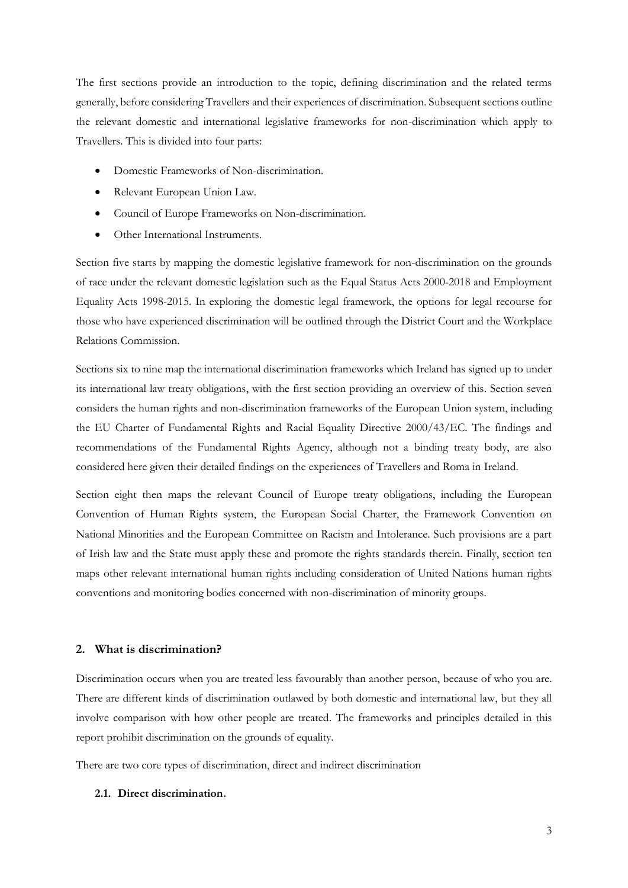The first sections provide an introduction to the topic, defining discrimination and the related terms generally, before considering Travellers and their experiences of discrimination. Subsequent sections outline the relevant domestic and international legislative frameworks for non-discrimination which apply to Travellers. This is divided into four parts:

- Domestic Frameworks of Non-discrimination.
- Relevant European Union Law.
- Council of Europe Frameworks on Non-discrimination.
- Other International Instruments.

Section five starts by mapping the domestic legislative framework for non-discrimination on the grounds of race under the relevant domestic legislation such as the Equal Status Acts 2000-2018 and Employment Equality Acts 1998-2015. In exploring the domestic legal framework, the options for legal recourse for those who have experienced discrimination will be outlined through the District Court and the Workplace Relations Commission.

Sections six to nine map the international discrimination frameworks which Ireland has signed up to under its international law treaty obligations, with the first section providing an overview of this. Section seven considers the human rights and non-discrimination frameworks of the European Union system, including the EU Charter of Fundamental Rights and Racial Equality Directive 2000/43/EC. The findings and recommendations of the Fundamental Rights Agency, although not a binding treaty body, are also considered here given their detailed findings on the experiences of Travellers and Roma in Ireland.

Section eight then maps the relevant Council of Europe treaty obligations, including the European Convention of Human Rights system, the European Social Charter, the Framework Convention on National Minorities and the European Committee on Racism and Intolerance. Such provisions are a part of Irish law and the State must apply these and promote the rights standards therein. Finally, section ten maps other relevant international human rights including consideration of United Nations human rights conventions and monitoring bodies concerned with non-discrimination of minority groups.

## 2. What is discrimination?

Discrimination occurs when you are treated less favourably than another person, because of who you are. There are different kinds of discrimination outlawed by both domestic and international law, but they all involve comparison with how other people are treated. The frameworks and principles detailed in this report prohibit discrimination on the grounds of equality.

There are two core types of discrimination, direct and indirect discrimination

### 2.1. Direct discrimination.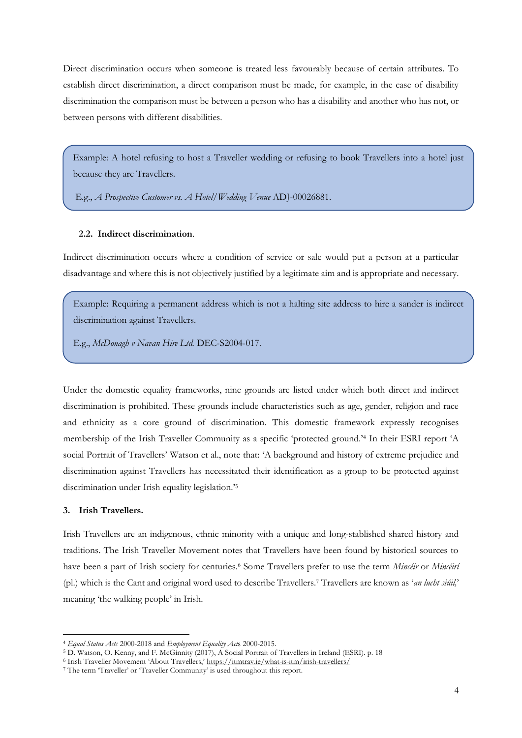Direct discrimination occurs when someone is treated less favourably because of certain attributes. To establish direct discrimination, a direct comparison must be made, for example, in the case of disability discrimination the comparison must be between a person who has a disability and another who has not, or between persons with different disabilities.

> Example: A hotel refusing to host a Traveller wedding or refusing to book Travellers into a hotel just because they are Travellers.
>
> E.g., *A Prospective Customer vs. A Hotel/Wedding Venue* ADJ-00026881.

### 2.2. Indirect discrimination.

Indirect discrimination occurs where a condition of service or sale would put a person at a particular disadvantage and where this is not objectively justified by a legitimate aim and is appropriate and necessary.

> Example: Requiring a permanent address which is not a halting site address to hire a sander is indirect discrimination against Travellers.
>
> E.g., *McDonagh v Navan Hire Ltd.* DEC-S2004-017.

Under the domestic equality frameworks, nine grounds are listed under which both direct and indirect discrimination is prohibited. These grounds include characteristics such as age, gender, religion and race and ethnicity as a core ground of discrimination. This domestic framework expressly recognises membership of the Irish Traveller Community as a specific 'protected ground.'[4] In their ESRI report 'A social Portrait of Travellers' Watson et al., note that: 'A background and history of extreme prejudice and discrimination against Travellers has necessitated their identification as a group to be protected against discrimination under Irish equality legislation.'[5]

## 3. Irish Travellers.

Irish Travellers are an indigenous, ethnic minority with a unique and long-stablished shared history and traditions. The Irish Traveller Movement notes that Travellers have been found by historical sources to have been a part of Irish society for centuries.[6] Some Travellers prefer to use the term *Mincéir* or *Mincéirí* (pl.) which is the Cant and original word used to describe Travellers.[7] Travellers are known as '*an lucht siúil*,' meaning 'the walking people' in Irish.

---

[4] *Equal Status Acts* 2000-2018 and *Employment Equality Acts* 2000-2015.

[5] D. Watson, O. Kenny, and F. McGinnity (2017), A Social Portrait of Travellers in Ireland (ESRI). p. 18

[6] Irish Traveller Movement 'About Travellers,' https://itmtrav.ie/what-is-itm/irish-travellers/

[7] The term 'Traveller' or 'Traveller Community' is used throughout this report.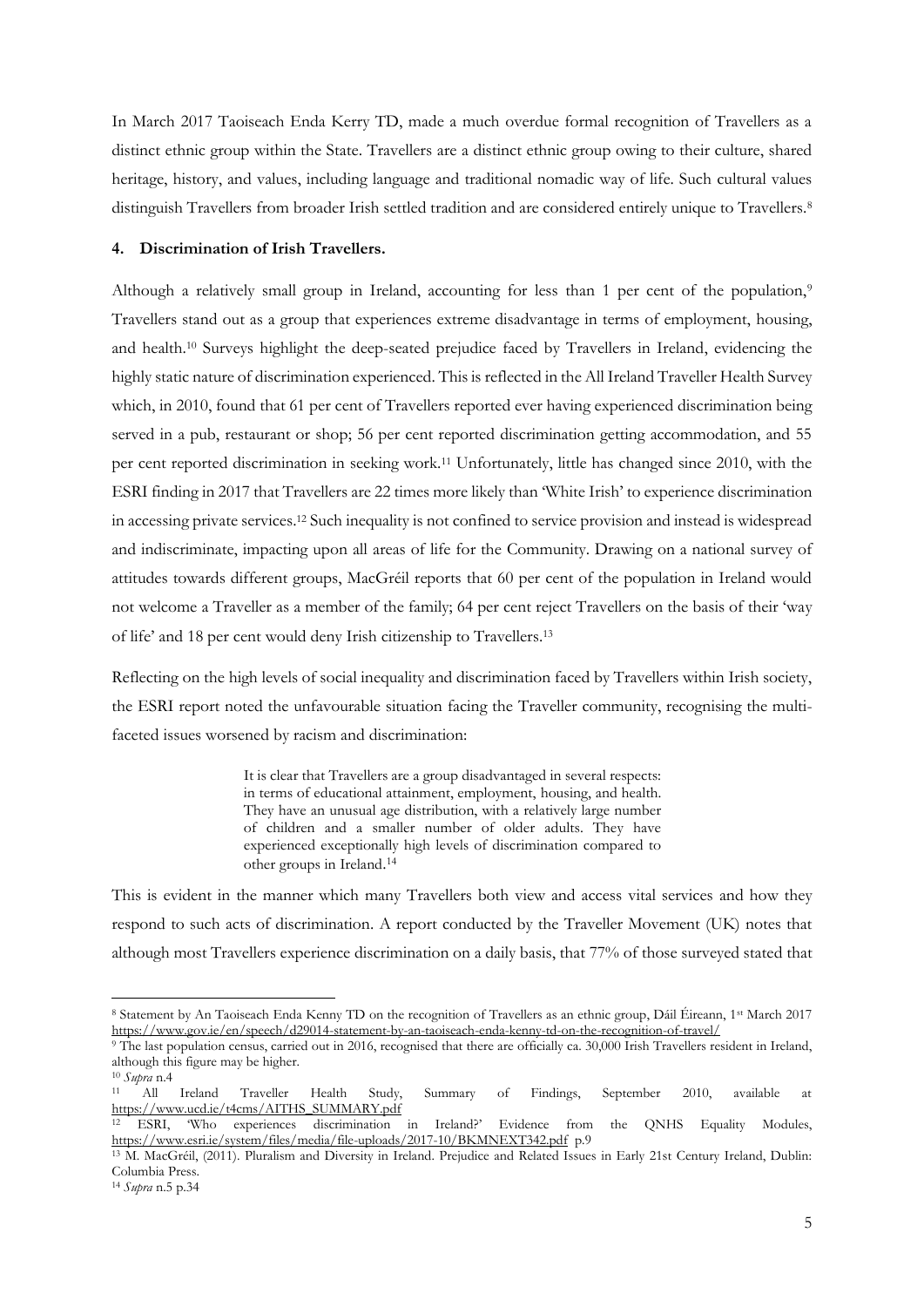In March 2017 Taoiseach Enda Kerry TD, made a much overdue formal recognition of Travellers as a distinct ethnic group within the State. Travellers are a distinct ethnic group owing to their culture, shared heritage, history, and values, including language and traditional nomadic way of life. Such cultural values distinguish Travellers from broader Irish settled tradition and are considered entirely unique to Travellers.[8]

## 4. Discrimination of Irish Travellers.

Although a relatively small group in Ireland, accounting for less than 1 per cent of the population,[9] Travellers stand out as a group that experiences extreme disadvantage in terms of employment, housing, and health.[10] Surveys highlight the deep-seated prejudice faced by Travellers in Ireland, evidencing the highly static nature of discrimination experienced. This is reflected in the All Ireland Traveller Health Survey which, in 2010, found that 61 per cent of Travellers reported ever having experienced discrimination being served in a pub, restaurant or shop; 56 per cent reported discrimination getting accommodation, and 55 per cent reported discrimination in seeking work.[11] Unfortunately, little has changed since 2010, with the ESRI finding in 2017 that Travellers are 22 times more likely than 'White Irish' to experience discrimination in accessing private services.[12] Such inequality is not confined to service provision and instead is widespread and indiscriminate, impacting upon all areas of life for the Community. Drawing on a national survey of attitudes towards different groups, MacGréil reports that 60 per cent of the population in Ireland would not welcome a Traveller as a member of the family; 64 per cent reject Travellers on the basis of their 'way of life' and 18 per cent would deny Irish citizenship to Travellers.[13]

Reflecting on the high levels of social inequality and discrimination faced by Travellers within Irish society, the ESRI report noted the unfavourable situation facing the Traveller community, recognising the multi-faceted issues worsened by racism and discrimination:

> It is clear that Travellers are a group disadvantaged in several respects: in terms of educational attainment, employment, housing, and health. They have an unusual age distribution, with a relatively large number of children and a smaller number of older adults. They have experienced exceptionally high levels of discrimination compared to other groups in Ireland.[14]

This is evident in the manner which many Travellers both view and access vital services and how they respond to such acts of discrimination. A report conducted by the Traveller Movement (UK) notes that although most Travellers experience discrimination on a daily basis, that 77% of those surveyed stated that

---

[8] Statement by An Taoiseach Enda Kenny TD on the recognition of Travellers as an ethnic group, Dáil Éireann, 1st March 2017 https://www.gov.ie/en/speech/d29014-statement-by-an-taoiseach-enda-kenny-td-on-the-recognition-of-travel/

[9] The last population census, carried out in 2016, recognised that there are officially ca. 30,000 Irish Travellers resident in Ireland, although this figure may be higher.

[10] *Supra* n.4

[11] All Ireland Traveller Health Study, Summary of Findings, September 2010, available at https://www.ucd.ie/t4cms/AITHS_SUMMARY.pdf

[12] ESRI, 'Who experiences discrimination in Ireland?' Evidence from the QNHS Equality Modules, https://www.esri.ie/system/files/media/file-uploads/2017-10/BKMNEXT342.pdf p.9

[13] M. MacGréil, (2011). Pluralism and Diversity in Ireland. Prejudice and Related Issues in Early 21st Century Ireland, Dublin: Columbia Press.

[14] *Supra* n.5 p.34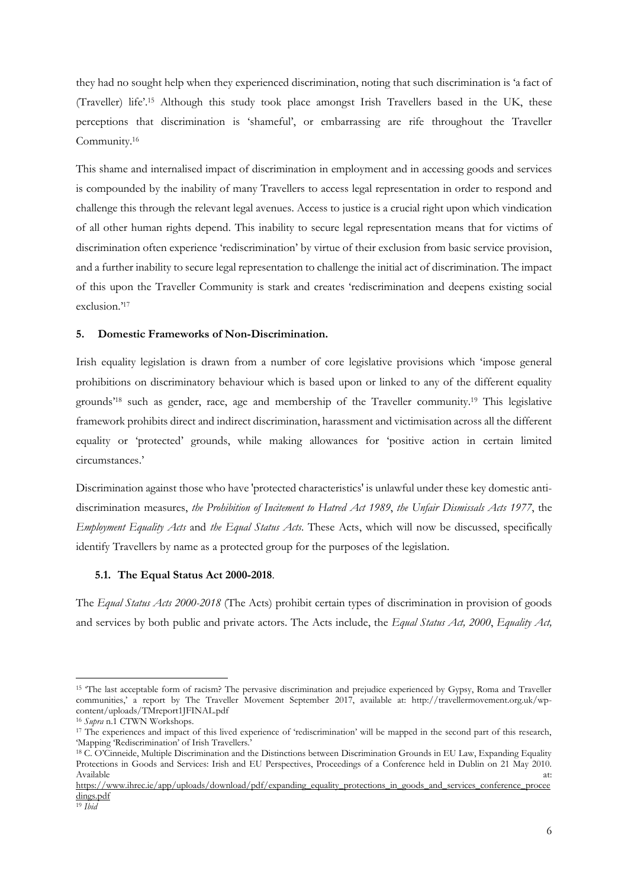they had no sought help when they experienced discrimination, noting that such discrimination is 'a fact of (Traveller) life'.[15] Although this study took place amongst Irish Travellers based in the UK, these perceptions that discrimination is 'shameful', or embarrassing are rife throughout the Traveller Community.[16]

This shame and internalised impact of discrimination in employment and in accessing goods and services is compounded by the inability of many Travellers to access legal representation in order to respond and challenge this through the relevant legal avenues. Access to justice is a crucial right upon which vindication of all other human rights depend. This inability to secure legal representation means that for victims of discrimination often experience 'rediscrimination' by virtue of their exclusion from basic service provision, and a further inability to secure legal representation to challenge the initial act of discrimination. The impact of this upon the Traveller Community is stark and creates 'rediscrimination and deepens existing social exclusion.'[17]

## 5. Domestic Frameworks of Non-Discrimination.

Irish equality legislation is drawn from a number of core legislative provisions which 'impose general prohibitions on discriminatory behaviour which is based upon or linked to any of the different equality grounds'[18] such as gender, race, age and membership of the Traveller community.[19] This legislative framework prohibits direct and indirect discrimination, harassment and victimisation across all the different equality or 'protected' grounds, while making allowances for 'positive action in certain limited circumstances.'

Discrimination against those who have 'protected characteristics' is unlawful under these key domestic anti-discrimination measures, *the Prohibition of Incitement to Hatred Act 1989*, *the Unfair Dismissals Acts 1977*, the *Employment Equality Acts* and *the Equal Status Acts*. These Acts, which will now be discussed, specifically identify Travellers by name as a protected group for the purposes of the legislation.

### 5.1. The Equal Status Act 2000-2018.

The *Equal Status Acts 2000-2018* (The Acts) prohibit certain types of discrimination in provision of goods and services by both public and private actors. The Acts include, the *Equal Status Act, 2000*, *Equality Act,*

---

[15] 'The last acceptable form of racism? The pervasive discrimination and prejudice experienced by Gypsy, Roma and Traveller communities,' a report by The Traveller Movement September 2017, available at: http://travellermovement.org.uk/wp-content/uploads/TMreport1JFINAL.pdf

[16] *Supra* n.1 CTWN Workshops.

[17] The experiences and impact of this lived experience of 'rediscrimination' will be mapped in the second part of this research, 'Mapping 'Rediscrimination' of Irish Travellers.'

[18] C. O'Cinneide, Multiple Discrimination and the Distinctions between Discrimination Grounds in EU Law, Expanding Equality Protections in Goods and Services: Irish and EU Perspectives, Proceedings of a Conference held in Dublin on 21 May 2010. Available at: https://www.ihrec.ie/app/uploads/download/pdf/expanding_equality_protections_in_goods_and_services_conference_proceedings.pdf

[19] *Ibid*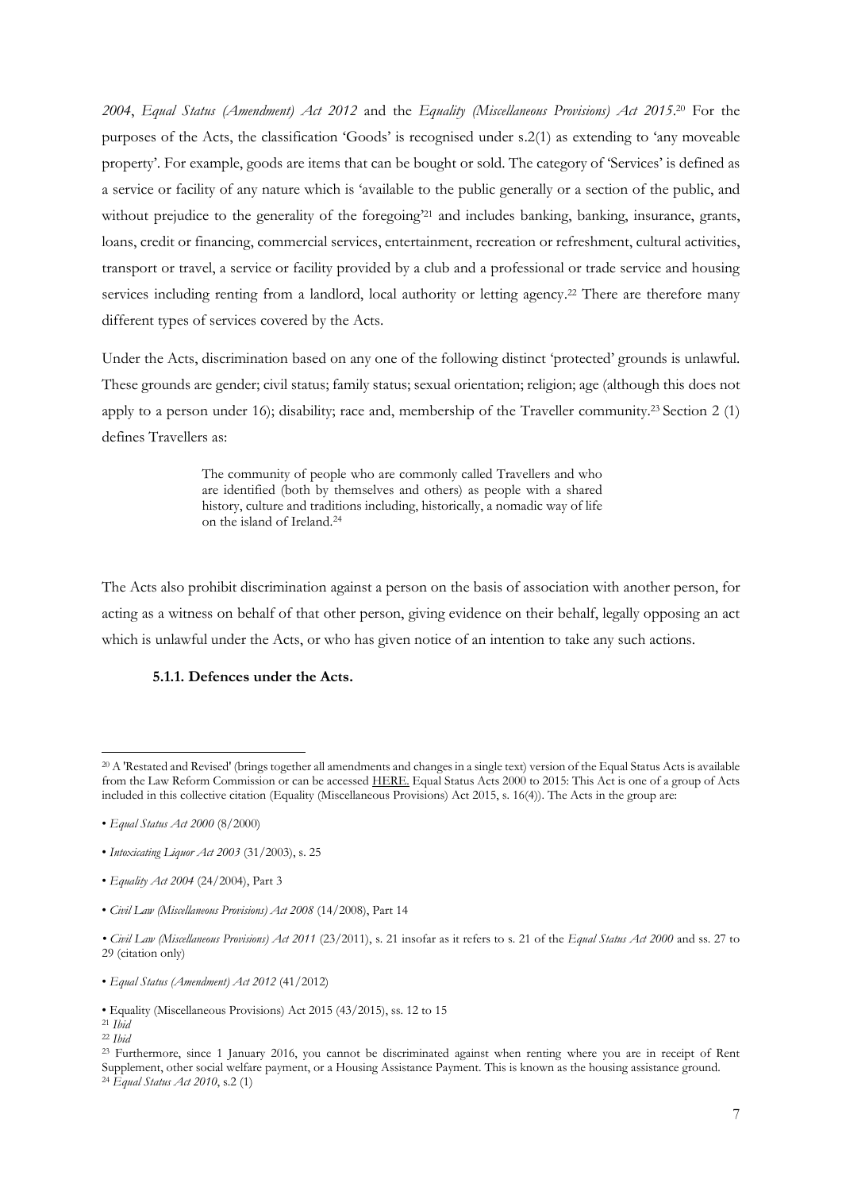*2004*, *Equal Status (Amendment) Act 2012* and the *Equality (Miscellaneous Provisions) Act 2015*.[20] For the purposes of the Acts, the classification 'Goods' is recognised under s.2(1) as extending to 'any moveable property'. For example, goods are items that can be bought or sold. The category of 'Services' is defined as a service or facility of any nature which is 'available to the public generally or a section of the public, and without prejudice to the generality of the foregoing'[21] and includes banking, banking, insurance, grants, loans, credit or financing, commercial services, entertainment, recreation or refreshment, cultural activities, transport or travel, a service or facility provided by a club and a professional or trade service and housing services including renting from a landlord, local authority or letting agency.[22] There are therefore many different types of services covered by the Acts.

Under the Acts, discrimination based on any one of the following distinct 'protected' grounds is unlawful. These grounds are gender; civil status; family status; sexual orientation; religion; age (although this does not apply to a person under 16); disability; race and, membership of the Traveller community.[23] Section 2 (1) defines Travellers as:

> The community of people who are commonly called Travellers and who are identified (both by themselves and others) as people with a shared history, culture and traditions including, historically, a nomadic way of life on the island of Ireland.[24]

The Acts also prohibit discrimination against a person on the basis of association with another person, for acting as a witness on behalf of that other person, giving evidence on their behalf, legally opposing an act which is unlawful under the Acts, or who has given notice of an intention to take any such actions.

#### 5.1.1. Defences under the Acts.

---

[20] A 'Restated and Revised' (brings together all amendments and changes in a single text) version of the Equal Status Acts is available from the Law Reform Commission or can be accessed HERE. Equal Status Acts 2000 to 2015: This Act is one of a group of Acts included in this collective citation (Equality (Miscellaneous Provisions) Act 2015, s. 16(4)). The Acts in the group are:

- *Equal Status Act 2000* (8/2000)
- *Intoxicating Liquor Act 2003* (31/2003), s. 25
- *Equality Act 2004* (24/2004), Part 3
- *Civil Law (Miscellaneous Provisions) Act 2008* (14/2008), Part 14
- *Civil Law (Miscellaneous Provisions) Act 2011* (23/2011), s. 21 insofar as it refers to s. 21 of the *Equal Status Act 2000* and ss. 27 to 29 (citation only)
- *Equal Status (Amendment) Act 2012* (41/2012)
- Equality (Miscellaneous Provisions) Act 2015 (43/2015), ss. 12 to 15

[21] *Ibid*

[22] *Ibid*

[23] Furthermore, since 1 January 2016, you cannot be discriminated against when renting where you are in receipt of Rent Supplement, other social welfare payment, or a Housing Assistance Payment. This is known as the housing assistance ground.

[24] *Equal Status Act 2010*, s.2 (1)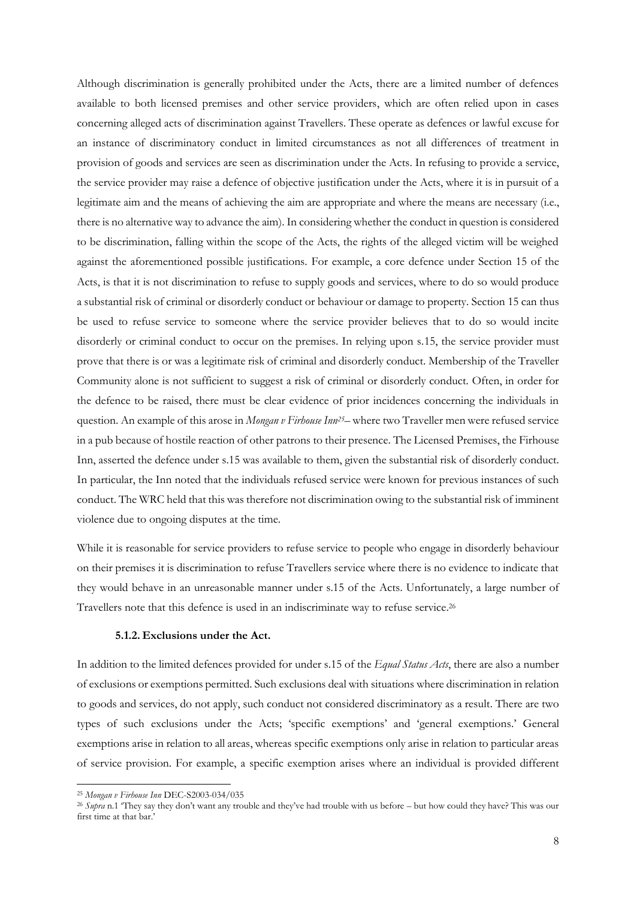Although discrimination is generally prohibited under the Acts, there are a limited number of defences available to both licensed premises and other service providers, which are often relied upon in cases concerning alleged acts of discrimination against Travellers. These operate as defences or lawful excuse for an instance of discriminatory conduct in limited circumstances as not all differences of treatment in provision of goods and services are seen as discrimination under the Acts. In refusing to provide a service, the service provider may raise a defence of objective justification under the Acts, where it is in pursuit of a legitimate aim and the means of achieving the aim are appropriate and where the means are necessary (i.e., there is no alternative way to advance the aim). In considering whether the conduct in question is considered to be discrimination, falling within the scope of the Acts, the rights of the alleged victim will be weighed against the aforementioned possible justifications. For example, a core defence under Section 15 of the Acts, is that it is not discrimination to refuse to supply goods and services, where to do so would produce a substantial risk of criminal or disorderly conduct or behaviour or damage to property. Section 15 can thus be used to refuse service to someone where the service provider believes that to do so would incite disorderly or criminal conduct to occur on the premises. In relying upon s.15, the service provider must prove that there is or was a legitimate risk of criminal and disorderly conduct. Membership of the Traveller Community alone is not sufficient to suggest a risk of criminal or disorderly conduct. Often, in order for the defence to be raised, there must be clear evidence of prior incidences concerning the individuals in question. An example of this arose in *Mongan v Firhouse Inn*[25]– where two Traveller men were refused service in a pub because of hostile reaction of other patrons to their presence. The Licensed Premises, the Firhouse Inn, asserted the defence under s.15 was available to them, given the substantial risk of disorderly conduct. In particular, the Inn noted that the individuals refused service were known for previous instances of such conduct. The WRC held that this was therefore not discrimination owing to the substantial risk of imminent violence due to ongoing disputes at the time.

While it is reasonable for service providers to refuse service to people who engage in disorderly behaviour on their premises it is discrimination to refuse Travellers service where there is no evidence to indicate that they would behave in an unreasonable manner under s.15 of the Acts. Unfortunately, a large number of Travellers note that this defence is used in an indiscriminate way to refuse service.[26]

#### 5.1.2. Exclusions under the Act.

In addition to the limited defences provided for under s.15 of the *Equal Status Acts*, there are also a number of exclusions or exemptions permitted. Such exclusions deal with situations where discrimination in relation to goods and services, do not apply, such conduct not considered discriminatory as a result. There are two types of such exclusions under the Acts; 'specific exemptions' and 'general exemptions.' General exemptions arise in relation to all areas, whereas specific exemptions only arise in relation to particular areas of service provision. For example, a specific exemption arises where an individual is provided different

---

[25] *Mongan v Firhouse Inn* DEC-S2003-034/035

[26] *Supra* n.1 'They say they don't want any trouble and they've had trouble with us before – but how could they have? This was our first time at that bar.'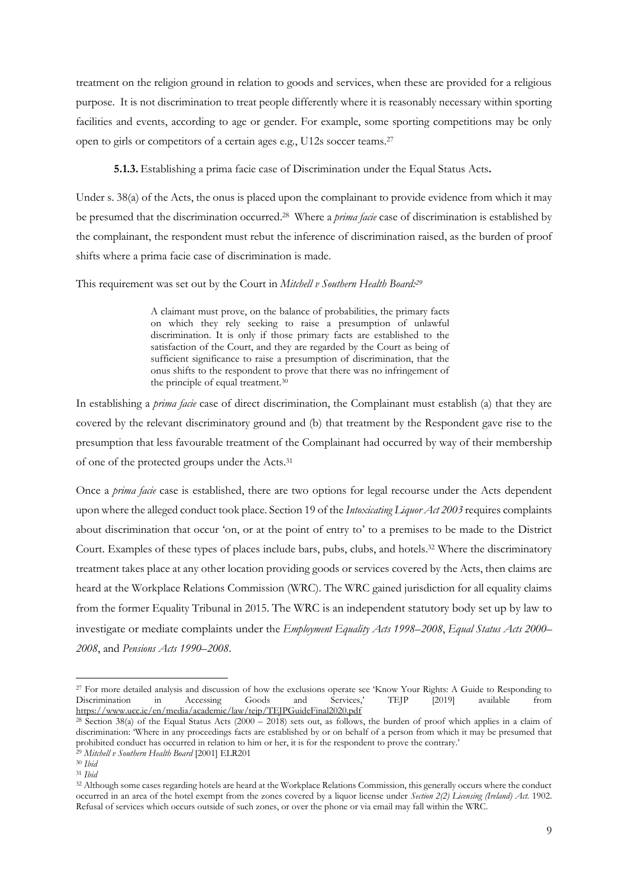treatment on the religion ground in relation to goods and services, when these are provided for a religious purpose. It is not discrimination to treat people differently where it is reasonably necessary within sporting facilities and events, according to age or gender. For example, some sporting competitions may be only open to girls or competitors of a certain ages e.g., U12s soccer teams.[27]

**5.1.3.** Establishing a prima facie case of Discrimination under the Equal Status Acts**.**

Under s. 38(a) of the Acts, the onus is placed upon the complainant to provide evidence from which it may be presumed that the discrimination occurred.[28] Where a *prima facie* case of discrimination is established by the complainant, the respondent must rebut the inference of discrimination raised, as the burden of proof shifts where a prima facie case of discrimination is made.

This requirement was set out by the Court in *Mitchell v Southern Health Board:*[29]

> A claimant must prove, on the balance of probabilities, the primary facts on which they rely seeking to raise a presumption of unlawful discrimination. It is only if those primary facts are established to the satisfaction of the Court, and they are regarded by the Court as being of sufficient significance to raise a presumption of discrimination, that the onus shifts to the respondent to prove that there was no infringement of the principle of equal treatment.[30]

In establishing a *prima facie* case of direct discrimination, the Complainant must establish (a) that they are covered by the relevant discriminatory ground and (b) that treatment by the Respondent gave rise to the presumption that less favourable treatment of the Complainant had occurred by way of their membership of one of the protected groups under the Acts.[31]

Once a *prima facie* case is established, there are two options for legal recourse under the Acts dependent upon where the alleged conduct took place. Section 19 of the *Intoxicating Liquor Act 2003* requires complaints about discrimination that occur 'on, or at the point of entry to' to a premises to be made to the District Court. Examples of these types of places include bars, pubs, clubs, and hotels.[32] Where the discriminatory treatment takes place at any other location providing goods or services covered by the Acts, then claims are heard at the Workplace Relations Commission (WRC). The WRC gained jurisdiction for all equality claims from the former Equality Tribunal in 2015. The WRC is an independent statutory body set up by law to investigate or mediate complaints under the *Employment Equality Acts 1998–2008*, *Equal Status Acts 2000–2008*, and *Pensions Acts 1990–2008*.

---

[27] For more detailed analysis and discussion of how the exclusions operate see 'Know Your Rights: A Guide to Responding to Discrimination in Accessing Goods and Services,' TEJP [2019] available from https://www.ucc.ie/en/media/academic/law/tejp/TEJPGuideFinal2020.pdf

[28] Section 38(a) of the Equal Status Acts (2000 – 2018) sets out, as follows, the burden of proof which applies in a claim of discrimination: 'Where in any proceedings facts are established by or on behalf of a person from which it may be presumed that prohibited conduct has occurred in relation to him or her, it is for the respondent to prove the contrary.'

[29] *Mitchell v Southern Health Board* [2001] ELR201

[30] *Ibid*

[31] *Ibid*

[32] Although some cases regarding hotels are heard at the Workplace Relations Commission, this generally occurs where the conduct occurred in an area of the hotel exempt from the zones covered by a liquor license under *Section 2(2) Licensing (Ireland) Act.* 1902. Refusal of services which occurs outside of such zones, or over the phone or via email may fall within the WRC.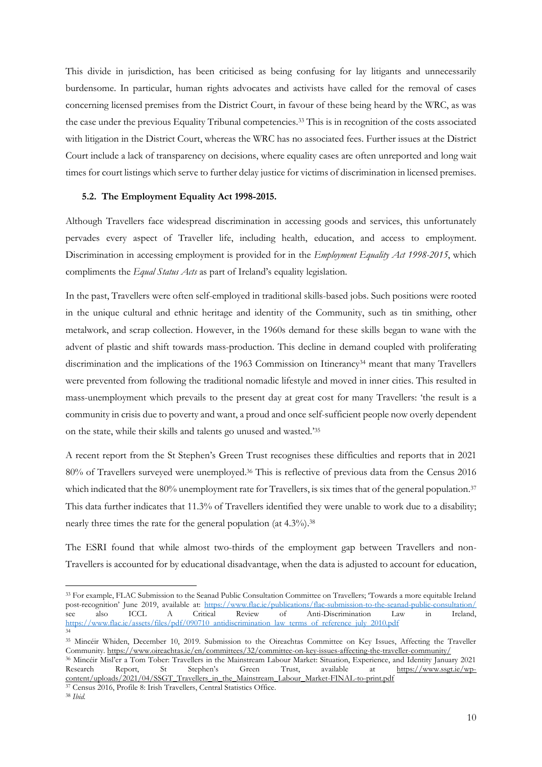This divide in jurisdiction, has been criticised as being confusing for lay litigants and unnecessarily burdensome. In particular, human rights advocates and activists have called for the removal of cases concerning licensed premises from the District Court, in favour of these being heard by the WRC, as was the case under the previous Equality Tribunal competencies.[33] This is in recognition of the costs associated with litigation in the District Court, whereas the WRC has no associated fees. Further issues at the District Court include a lack of transparency on decisions, where equality cases are often unreported and long wait times for court listings which serve to further delay justice for victims of discrimination in licensed premises.

### 5.2. The Employment Equality Act 1998-2015.

Although Travellers face widespread discrimination in accessing goods and services, this unfortunately pervades every aspect of Traveller life, including health, education, and access to employment. Discrimination in accessing employment is provided for in the *Employment Equality Act 1998-2015*, which compliments the *Equal Status Acts* as part of Ireland's equality legislation.

In the past, Travellers were often self-employed in traditional skills-based jobs. Such positions were rooted in the unique cultural and ethnic heritage and identity of the Community, such as tin smithing, other metalwork, and scrap collection. However, in the 1960s demand for these skills began to wane with the advent of plastic and shift towards mass-production. This decline in demand coupled with proliferating discrimination and the implications of the 1963 Commission on Itinerancy[34] meant that many Travellers were prevented from following the traditional nomadic lifestyle and moved in inner cities. This resulted in mass-unemployment which prevails to the present day at great cost for many Travellers: 'the result is a community in crisis due to poverty and want, a proud and once self-sufficient people now overly dependent on the state, while their skills and talents go unused and wasted.'[35]

A recent report from the St Stephen's Green Trust recognises these difficulties and reports that in 2021 80% of Travellers surveyed were unemployed.[36] This is reflective of previous data from the Census 2016 which indicated that the 80% unemployment rate for Travellers, is six times that of the general population.[37] This data further indicates that 11.3% of Travellers identified they were unable to work due to a disability; nearly three times the rate for the general population (at 4.3%).[38]

The ESRI found that while almost two-thirds of the employment gap between Travellers and non-Travellers is accounted for by educational disadvantage, when the data is adjusted to account for education,

---

[33] For example, FLAC Submission to the Seanad Public Consultation Committee on Travellers; 'Towards a more equitable Ireland post-recognition' June 2019, available at: https://www.flac.ie/publications/flac-submission-to-the-seanad-public-consultation/ see also ICCL A Critical Review of Anti-Discrimination Law in Ireland, https://www.flac.ie/assets/files/pdf/090710_antidiscrimination_law_terms_of_reference_july_2010.pdf

[34]

[35] Mincéir Whiden, December 10, 2019. Submission to the Oireachtas Committee on Key Issues, Affecting the Traveller Community. https://www.oireachtas.ie/en/committees/32/committee-on-key-issues-affecting-the-traveller-community/

[36] Mincéir Misl'er a Tom Tober: Travellers in the Mainstream Labour Market: Situation, Experience, and Identity January 2021 Research Report, St Stephen's Green Trust, available at https://www.ssgt.ie/wp-content/uploads/2021/04/SSGT_Travellers_in_the_Mainstream_Labour_Market-FINAL-to-print.pdf

[37] Census 2016, Profile 8: Irish Travellers, Central Statistics Office.

[38] *Ibid.*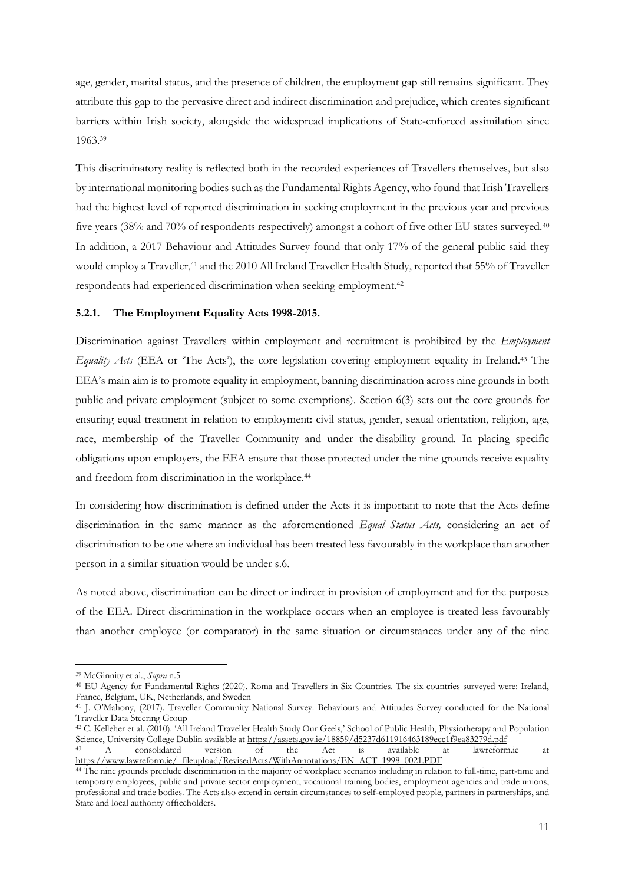age, gender, marital status, and the presence of children, the employment gap still remains significant. They attribute this gap to the pervasive direct and indirect discrimination and prejudice, which creates significant barriers within Irish society, alongside the widespread implications of State-enforced assimilation since 1963.[39]

This discriminatory reality is reflected both in the recorded experiences of Travellers themselves, but also by international monitoring bodies such as the Fundamental Rights Agency, who found that Irish Travellers had the highest level of reported discrimination in seeking employment in the previous year and previous five years (38% and 70% of respondents respectively) amongst a cohort of five other EU states surveyed.[40] In addition, a 2017 Behaviour and Attitudes Survey found that only 17% of the general public said they would employ a Traveller,[41] and the 2010 All Ireland Traveller Health Study, reported that 55% of Traveller respondents had experienced discrimination when seeking employment.[42]

### 5.2.1. The Employment Equality Acts 1998-2015.

Discrimination against Travellers within employment and recruitment is prohibited by the *Employment Equality Acts* (EEA or 'The Acts'), the core legislation covering employment equality in Ireland.[43] The EEA's main aim is to promote equality in employment, banning discrimination across nine grounds in both public and private employment (subject to some exemptions). Section 6(3) sets out the core grounds for ensuring equal treatment in relation to employment: civil status, gender, sexual orientation, religion, age, race, membership of the Traveller Community and under the disability ground. In placing specific obligations upon employers, the EEA ensure that those protected under the nine grounds receive equality and freedom from discrimination in the workplace.[44]

In considering how discrimination is defined under the Acts it is important to note that the Acts define discrimination in the same manner as the aforementioned *Equal Status Acts,* considering an act of discrimination to be one where an individual has been treated less favourably in the workplace than another person in a similar situation would be under s.6.

As noted above, discrimination can be direct or indirect in provision of employment and for the purposes of the EEA. Direct discrimination in the workplace occurs when an employee is treated less favourably than another employee (or comparator) in the same situation or circumstances under any of the nine

---

[39] McGinnity et al., *Supra* n.5

[40] EU Agency for Fundamental Rights (2020). Roma and Travellers in Six Countries. The six countries surveyed were: Ireland, France, Belgium, UK, Netherlands, and Sweden

[41] J. O'Mahony, (2017). Traveller Community National Survey. Behaviours and Attitudes Survey conducted for the National Traveller Data Steering Group

[42] C. Kelleher et al. (2010). 'All Ireland Traveller Health Study Our Geels,' School of Public Health, Physiotherapy and Population Science, University College Dublin available at https://assets.gov.ie/18859/d5237d611916463189ecc1f9ea83279d.pdf

[43] A consolidated version of the Act is available at lawreform.ie at https://www.lawreform.ie/_fileupload/RevisedActs/WithAnnotations/EN_ACT_1998_0021.PDF

[44] The nine grounds preclude discrimination in the majority of workplace scenarios including in relation to full-time, part-time and temporary employees, public and private sector employment, vocational training bodies, employment agencies and trade unions, professional and trade bodies. The Acts also extend in certain circumstances to self-employed people, partners in partnerships, and State and local authority officeholders.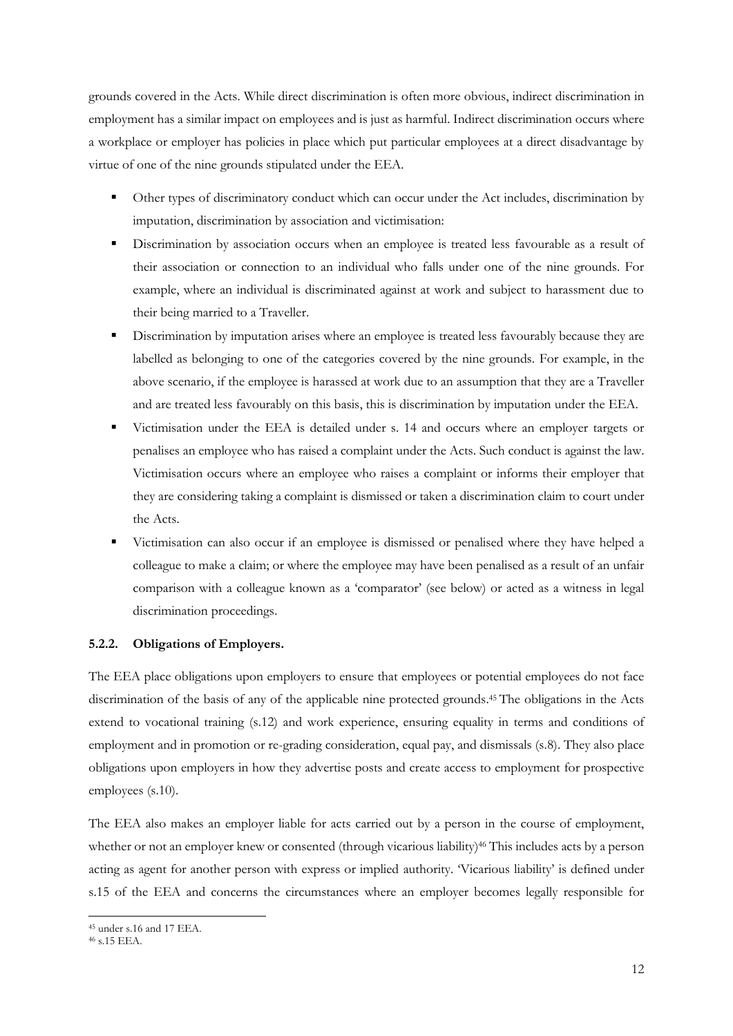grounds covered in the Acts. While direct discrimination is often more obvious, indirect discrimination in employment has a similar impact on employees and is just as harmful. Indirect discrimination occurs where a workplace or employer has policies in place which put particular employees at a direct disadvantage by virtue of one of the nine grounds stipulated under the EEA.

- Other types of discriminatory conduct which can occur under the Act includes, discrimination by imputation, discrimination by association and victimisation:
- Discrimination by association occurs when an employee is treated less favourable as a result of their association or connection to an individual who falls under one of the nine grounds. For example, where an individual is discriminated against at work and subject to harassment due to their being married to a Traveller.
- Discrimination by imputation arises where an employee is treated less favourably because they are labelled as belonging to one of the categories covered by the nine grounds. For example, in the above scenario, if the employee is harassed at work due to an assumption that they are a Traveller and are treated less favourably on this basis, this is discrimination by imputation under the EEA.
- Victimisation under the EEA is detailed under s. 14 and occurs where an employer targets or penalises an employee who has raised a complaint under the Acts. Such conduct is against the law. Victimisation occurs where an employee who raises a complaint or informs their employer that they are considering taking a complaint is dismissed or taken a discrimination claim to court under the Acts.
- Victimisation can also occur if an employee is dismissed or penalised where they have helped a colleague to make a claim; or where the employee may have been penalised as a result of an unfair comparison with a colleague known as a 'comparator' (see below) or acted as a witness in legal discrimination proceedings.

### 5.2.2. Obligations of Employers.

The EEA place obligations upon employers to ensure that employees or potential employees do not face discrimination of the basis of any of the applicable nine protected grounds.[45] The obligations in the Acts extend to vocational training (s.12) and work experience, ensuring equality in terms and conditions of employment and in promotion or re-grading consideration, equal pay, and dismissals (s.8). They also place obligations upon employers in how they advertise posts and create access to employment for prospective employees (s.10).

The EEA also makes an employer liable for acts carried out by a person in the course of employment, whether or not an employer knew or consented (through vicarious liability)[46] This includes acts by a person acting as agent for another person with express or implied authority. 'Vicarious liability' is defined under s.15 of the EEA and concerns the circumstances where an employer becomes legally responsible for

[45] under s.16 and 17 EEA.

[46] s.15 EEA.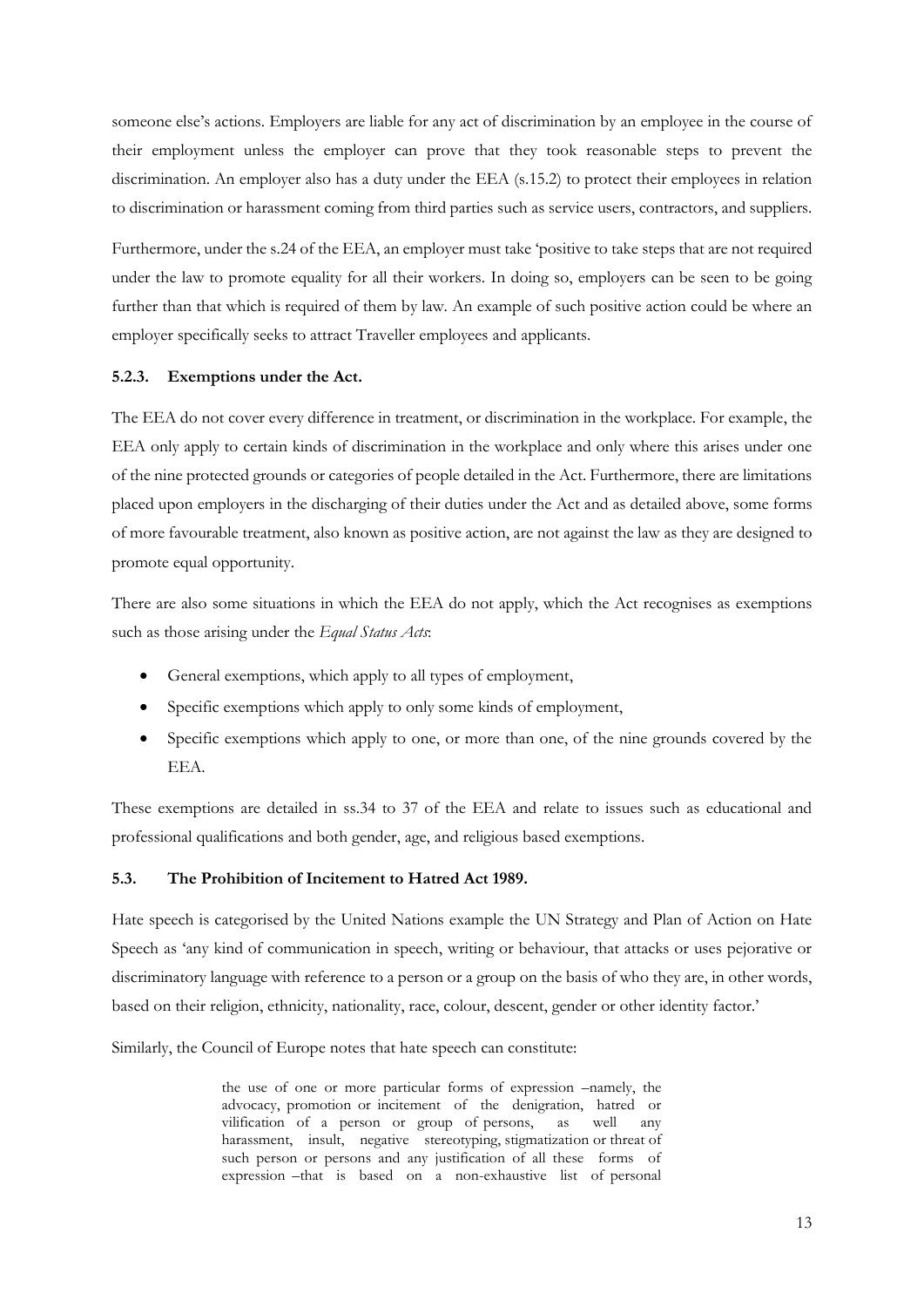someone else's actions. Employers are liable for any act of discrimination by an employee in the course of their employment unless the employer can prove that they took reasonable steps to prevent the discrimination. An employer also has a duty under the EEA (s.15.2) to protect their employees in relation to discrimination or harassment coming from third parties such as service users, contractors, and suppliers.

Furthermore, under the s.24 of the EEA, an employer must take 'positive to take steps that are not required under the law to promote equality for all their workers. In doing so, employers can be seen to be going further than that which is required of them by law. An example of such positive action could be where an employer specifically seeks to attract Traveller employees and applicants.

### 5.2.3. Exemptions under the Act.

The EEA do not cover every difference in treatment, or discrimination in the workplace. For example, the EEA only apply to certain kinds of discrimination in the workplace and only where this arises under one of the nine protected grounds or categories of people detailed in the Act. Furthermore, there are limitations placed upon employers in the discharging of their duties under the Act and as detailed above, some forms of more favourable treatment, also known as positive action, are not against the law as they are designed to promote equal opportunity.

There are also some situations in which the EEA do not apply, which the Act recognises as exemptions such as those arising under the *Equal Status Acts*:

- General exemptions, which apply to all types of employment,
- Specific exemptions which apply to only some kinds of employment,
- Specific exemptions which apply to one, or more than one, of the nine grounds covered by the EEA.

These exemptions are detailed in ss.34 to 37 of the EEA and relate to issues such as educational and professional qualifications and both gender, age, and religious based exemptions.

## 5.3. The Prohibition of Incitement to Hatred Act 1989.

Hate speech is categorised by the United Nations example the UN Strategy and Plan of Action on Hate Speech as 'any kind of communication in speech, writing or behaviour, that attacks or uses pejorative or discriminatory language with reference to a person or a group on the basis of who they are, in other words, based on their religion, ethnicity, nationality, race, colour, descent, gender or other identity factor.'

Similarly, the Council of Europe notes that hate speech can constitute:

> the use of one or more particular forms of expression –namely, the advocacy, promotion or incitement of the denigration, hatred or vilification of a person or group of persons, as well any harassment, insult, negative stereotyping, stigmatization or threat of such person or persons and any justification of all these forms of expression –that is based on a non-exhaustive list of personal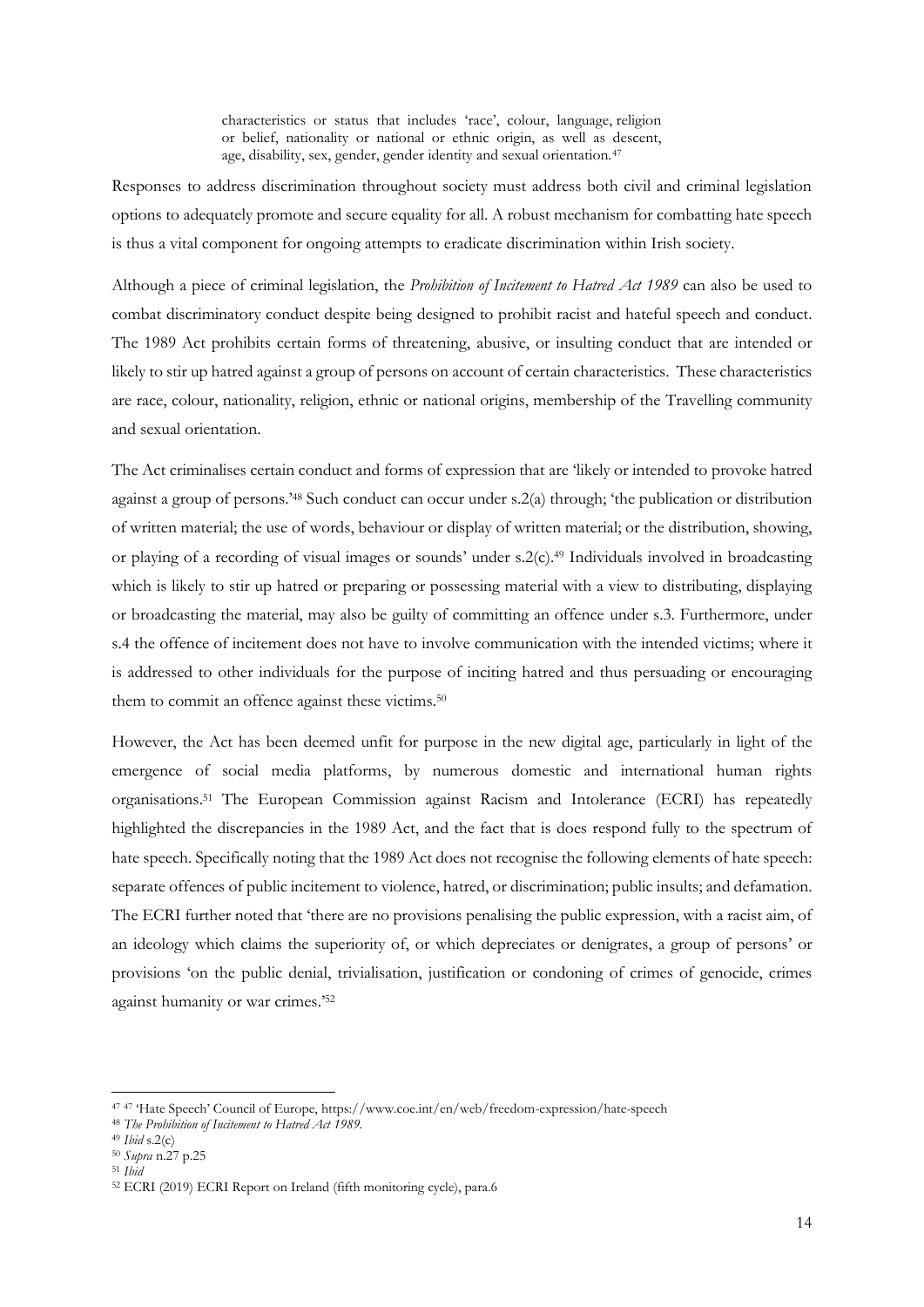> characteristics or status that includes 'race', colour, language, religion or belief, nationality or national or ethnic origin, as well as descent, age, disability, sex, gender, gender identity and sexual orientation.[47]

Responses to address discrimination throughout society must address both civil and criminal legislation options to adequately promote and secure equality for all. A robust mechanism for combatting hate speech is thus a vital component for ongoing attempts to eradicate discrimination within Irish society.

Although a piece of criminal legislation, the *Prohibition of Incitement to Hatred Act 1989* can also be used to combat discriminatory conduct despite being designed to prohibit racist and hateful speech and conduct. The 1989 Act prohibits certain forms of threatening, abusive, or insulting conduct that are intended or likely to stir up hatred against a group of persons on account of certain characteristics. These characteristics are race, colour, nationality, religion, ethnic or national origins, membership of the Travelling community and sexual orientation.

The Act criminalises certain conduct and forms of expression that are 'likely or intended to provoke hatred against a group of persons.'[48] Such conduct can occur under s.2(a) through; 'the publication or distribution of written material; the use of words, behaviour or display of written material; or the distribution, showing, or playing of a recording of visual images or sounds' under s.2(c).[49] Individuals involved in broadcasting which is likely to stir up hatred or preparing or possessing material with a view to distributing, displaying or broadcasting the material, may also be guilty of committing an offence under s.3. Furthermore, under s.4 the offence of incitement does not have to involve communication with the intended victims; where it is addressed to other individuals for the purpose of inciting hatred and thus persuading or encouraging them to commit an offence against these victims.[50]

However, the Act has been deemed unfit for purpose in the new digital age, particularly in light of the emergence of social media platforms, by numerous domestic and international human rights organisations.[51] The European Commission against Racism and Intolerance (ECRI) has repeatedly highlighted the discrepancies in the 1989 Act, and the fact that is does respond fully to the spectrum of hate speech. Specifically noting that the 1989 Act does not recognise the following elements of hate speech: separate offences of public incitement to violence, hatred, or discrimination; public insults; and defamation. The ECRI further noted that 'there are no provisions penalising the public expression, with a racist aim, of an ideology which claims the superiority of, or which depreciates or denigrates, a group of persons' or provisions 'on the public denial, trivialisation, justification or condoning of crimes of genocide, crimes against humanity or war crimes.'[52]

---

[47] [47] 'Hate Speech' Council of Europe, https://www.coe.int/en/web/freedom-expression/hate-speech

[48] *The Prohibition of Incitement to Hatred Act 1989.*

[49] *Ibid* s.2(c)

[50] *Supra* n.27 p.25

[51] *Ibid*

[52] ECRI (2019) ECRI Report on Ireland (fifth monitoring cycle), para.6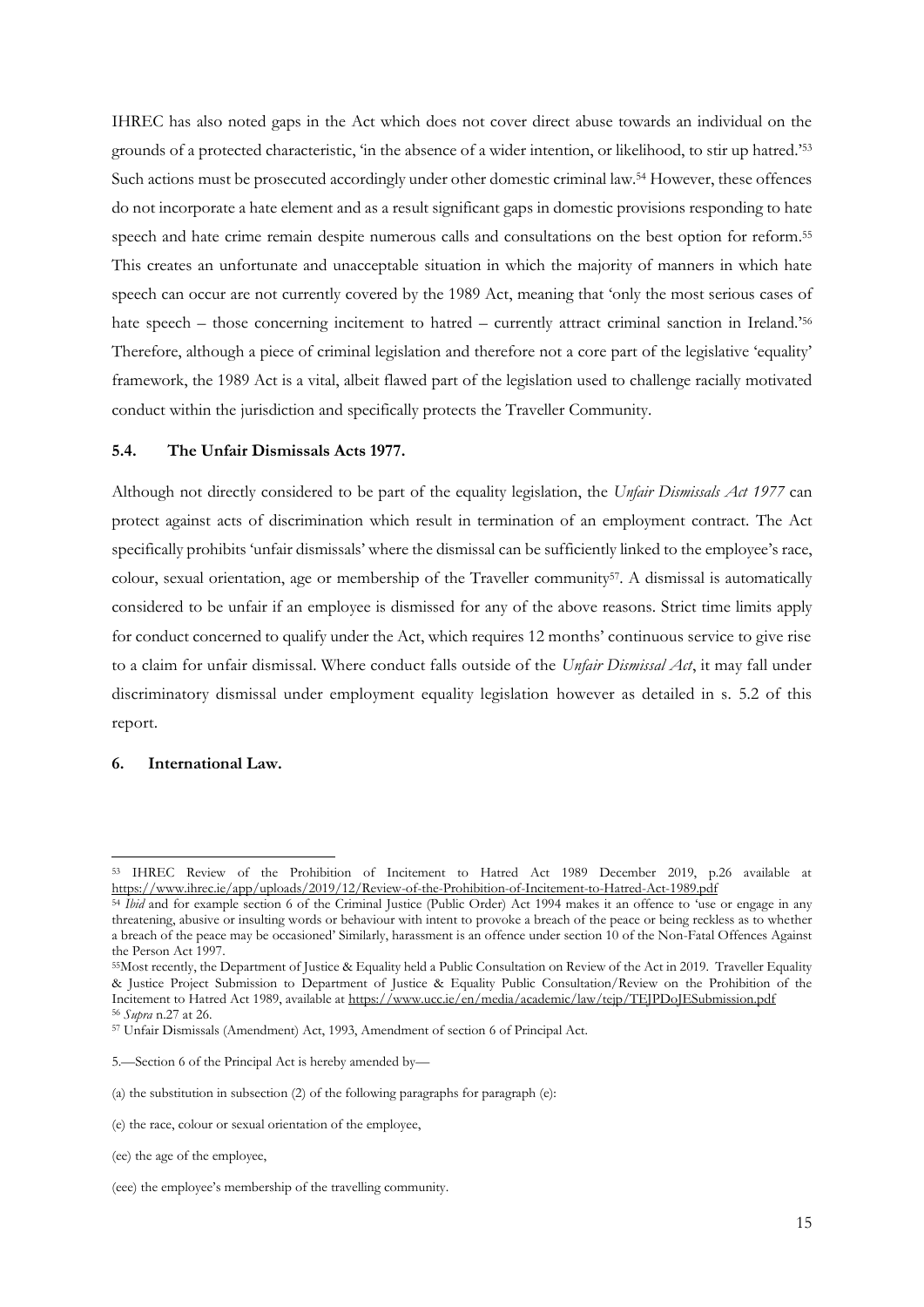IHREC has also noted gaps in the Act which does not cover direct abuse towards an individual on the grounds of a protected characteristic, 'in the absence of a wider intention, or likelihood, to stir up hatred.'[53] Such actions must be prosecuted accordingly under other domestic criminal law.[54] However, these offences do not incorporate a hate element and as a result significant gaps in domestic provisions responding to hate speech and hate crime remain despite numerous calls and consultations on the best option for reform.[55] This creates an unfortunate and unacceptable situation in which the majority of manners in which hate speech can occur are not currently covered by the 1989 Act, meaning that 'only the most serious cases of hate speech – those concerning incitement to hatred – currently attract criminal sanction in Ireland.'[56] Therefore, although a piece of criminal legislation and therefore not a core part of the legislative 'equality' framework, the 1989 Act is a vital, albeit flawed part of the legislation used to challenge racially motivated conduct within the jurisdiction and specifically protects the Traveller Community.

### 5.4. The Unfair Dismissals Acts 1977.

Although not directly considered to be part of the equality legislation, the *Unfair Dismissals Act 1977* can protect against acts of discrimination which result in termination of an employment contract. The Act specifically prohibits 'unfair dismissals' where the dismissal can be sufficiently linked to the employee's race, colour, sexual orientation, age or membership of the Traveller community[57]. A dismissal is automatically considered to be unfair if an employee is dismissed for any of the above reasons. Strict time limits apply for conduct concerned to qualify under the Act, which requires 12 months' continuous service to give rise to a claim for unfair dismissal. Where conduct falls outside of the *Unfair Dismissal Act*, it may fall under discriminatory dismissal under employment equality legislation however as detailed in s. 5.2 of this report.

## 6. International Law.

---

[53] IHREC Review of the Prohibition of Incitement to Hatred Act 1989 December 2019, p.26 available at https://www.ihrec.ie/app/uploads/2019/12/Review-of-the-Prohibition-of-Incitement-to-Hatred-Act-1989.pdf

[54] *Ibid* and for example section 6 of the Criminal Justice (Public Order) Act 1994 makes it an offence to 'use or engage in any threatening, abusive or insulting words or behaviour with intent to provoke a breach of the peace or being reckless as to whether a breach of the peace may be occasioned' Similarly, harassment is an offence under section 10 of the Non-Fatal Offences Against the Person Act 1997.

[55] Most recently, the Department of Justice & Equality held a Public Consultation on Review of the Act in 2019. Traveller Equality & Justice Project Submission to Department of Justice & Equality Public Consultation/Review on the Prohibition of the Incitement to Hatred Act 1989, available at https://www.ucc.ie/en/media/academic/law/tejp/TEJPDoJESubmission.pdf

[56] *Supra* n.27 at 26.

[57] Unfair Dismissals (Amendment) Act, 1993, Amendment of section 6 of Principal Act.

5.—Section 6 of the Principal Act is hereby amended by—

(a) the substitution in subsection (2) of the following paragraphs for paragraph (e):

(e) the race, colour or sexual orientation of the employee,

(ee) the age of the employee,

(eee) the employee's membership of the travelling community.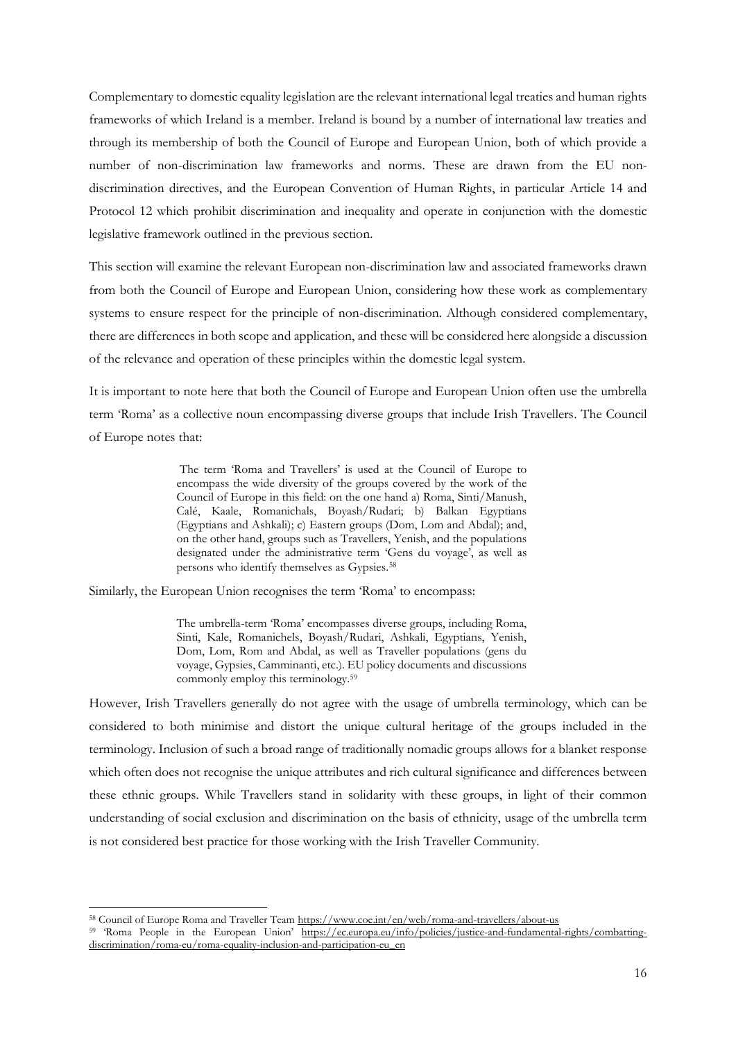Complementary to domestic equality legislation are the relevant international legal treaties and human rights frameworks of which Ireland is a member. Ireland is bound by a number of international law treaties and through its membership of both the Council of Europe and European Union, both of which provide a number of non-discrimination law frameworks and norms. These are drawn from the EU non-discrimination directives, and the European Convention of Human Rights, in particular Article 14 and Protocol 12 which prohibit discrimination and inequality and operate in conjunction with the domestic legislative framework outlined in the previous section.

This section will examine the relevant European non-discrimination law and associated frameworks drawn from both the Council of Europe and European Union, considering how these work as complementary systems to ensure respect for the principle of non-discrimination. Although considered complementary, there are differences in both scope and application, and these will be considered here alongside a discussion of the relevance and operation of these principles within the domestic legal system.

It is important to note here that both the Council of Europe and European Union often use the umbrella term 'Roma' as a collective noun encompassing diverse groups that include Irish Travellers. The Council of Europe notes that:

> The term 'Roma and Travellers' is used at the Council of Europe to encompass the wide diversity of the groups covered by the work of the Council of Europe in this field: on the one hand a) Roma, Sinti/Manush, Calé, Kaale, Romanichals, Boyash/Rudari; b) Balkan Egyptians (Egyptians and Ashkali); c) Eastern groups (Dom, Lom and Abdal); and, on the other hand, groups such as Travellers, Yenish, and the populations designated under the administrative term 'Gens du voyage', as well as persons who identify themselves as Gypsies.[58]

Similarly, the European Union recognises the term 'Roma' to encompass:

> The umbrella-term 'Roma' encompasses diverse groups, including Roma, Sinti, Kale, Romanichels, Boyash/Rudari, Ashkali, Egyptians, Yenish, Dom, Lom, Rom and Abdal, as well as Traveller populations (gens du voyage, Gypsies, Camminanti, etc.). EU policy documents and discussions commonly employ this terminology.[59]

However, Irish Travellers generally do not agree with the usage of umbrella terminology, which can be considered to both minimise and distort the unique cultural heritage of the groups included in the terminology. Inclusion of such a broad range of traditionally nomadic groups allows for a blanket response which often does not recognise the unique attributes and rich cultural significance and differences between these ethnic groups. While Travellers stand in solidarity with these groups, in light of their common understanding of social exclusion and discrimination on the basis of ethnicity, usage of the umbrella term is not considered best practice for those working with the Irish Traveller Community.

---

[58] Council of Europe Roma and Traveller Team https://www.coe.int/en/web/roma-and-travellers/about-us

[59] 'Roma People in the European Union' https://ec.europa.eu/info/policies/justice-and-fundamental-rights/combatting-discrimination/roma-eu/roma-equality-inclusion-and-participation-eu_en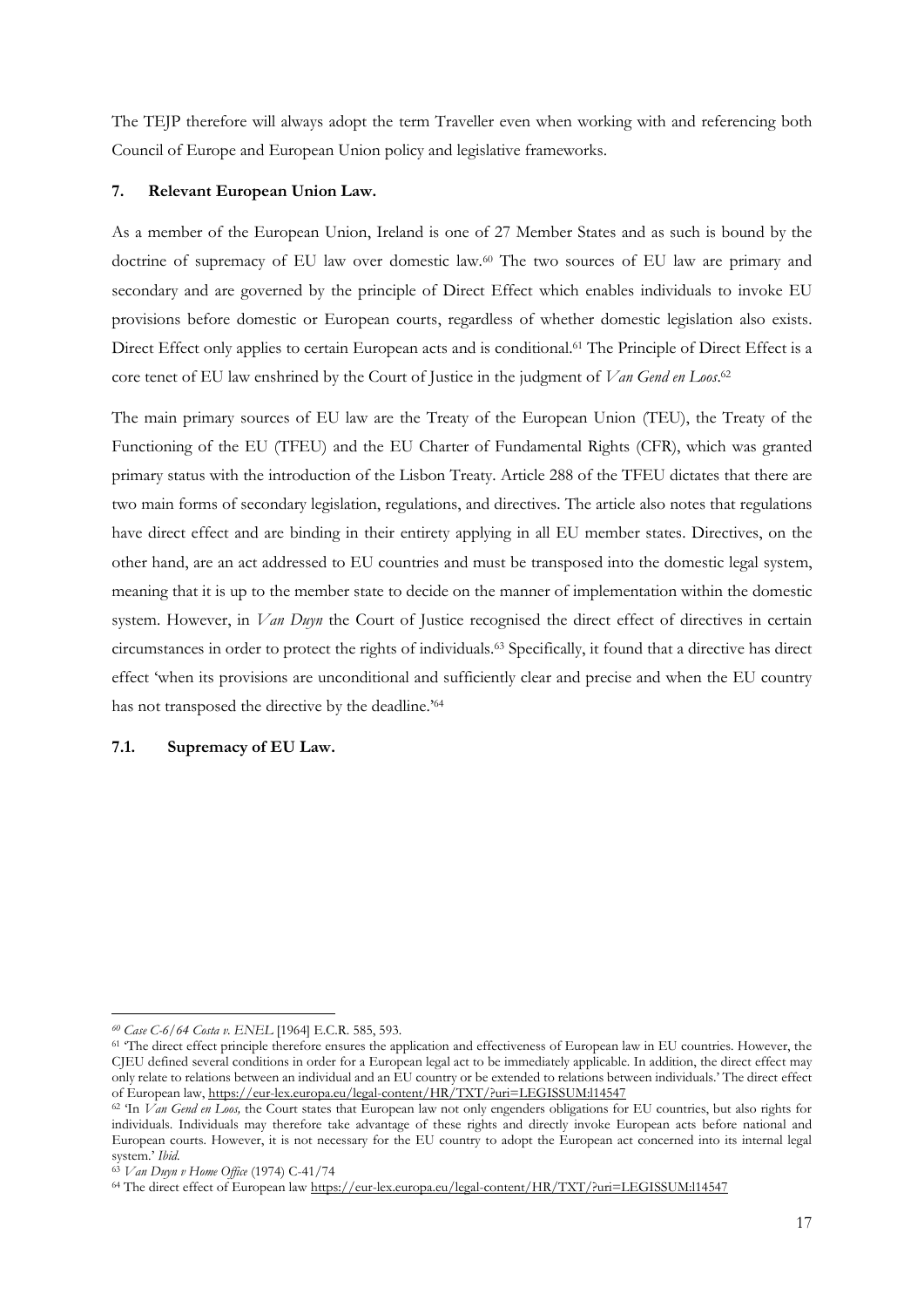The TEJP therefore will always adopt the term Traveller even when working with and referencing both Council of Europe and European Union policy and legislative frameworks.

## 7. Relevant European Union Law.

As a member of the European Union, Ireland is one of 27 Member States and as such is bound by the doctrine of supremacy of EU law over domestic law.[60] The two sources of EU law are primary and secondary and are governed by the principle of Direct Effect which enables individuals to invoke EU provisions before domestic or European courts, regardless of whether domestic legislation also exists. Direct Effect only applies to certain European acts and is conditional.[61] The Principle of Direct Effect is a core tenet of EU law enshrined by the Court of Justice in the judgment of *Van Gend en Loos*.[62]

The main primary sources of EU law are the Treaty of the European Union (TEU), the Treaty of the Functioning of the EU (TFEU) and the EU Charter of Fundamental Rights (CFR), which was granted primary status with the introduction of the Lisbon Treaty. Article 288 of the TFEU dictates that there are two main forms of secondary legislation, regulations, and directives. The article also notes that regulations have direct effect and are binding in their entirety applying in all EU member states. Directives, on the other hand, are an act addressed to EU countries and must be transposed into the domestic legal system, meaning that it is up to the member state to decide on the manner of implementation within the domestic system. However, in *Van Duyn* the Court of Justice recognised the direct effect of directives in certain circumstances in order to protect the rights of individuals.[63] Specifically, it found that a directive has direct effect 'when its provisions are unconditional and sufficiently clear and precise and when the EU country has not transposed the directive by the deadline.'[64]

### 7.1. Supremacy of EU Law.

---

[60] *Case C-6/64 Costa v. ENEL* [1964] E.C.R. 585, 593.

[61] 'The direct effect principle therefore ensures the application and effectiveness of European law in EU countries. However, the CJEU defined several conditions in order for a European legal act to be immediately applicable. In addition, the direct effect may only relate to relations between an individual and an EU country or be extended to relations between individuals.' The direct effect of European law, https://eur-lex.europa.eu/legal-content/HR/TXT/?uri=LEGISSUM:l14547

[62] 'In *Van Gend en Loos,* the Court states that European law not only engenders obligations for EU countries, but also rights for individuals. Individuals may therefore take advantage of these rights and directly invoke European acts before national and European courts. However, it is not necessary for the EU country to adopt the European act concerned into its internal legal system.' *Ibid.*

[63] *Van Duyn v Home Office* (1974) C-41/74

[64] The direct effect of European law https://eur-lex.europa.eu/legal-content/HR/TXT/?uri=LEGISSUM:l14547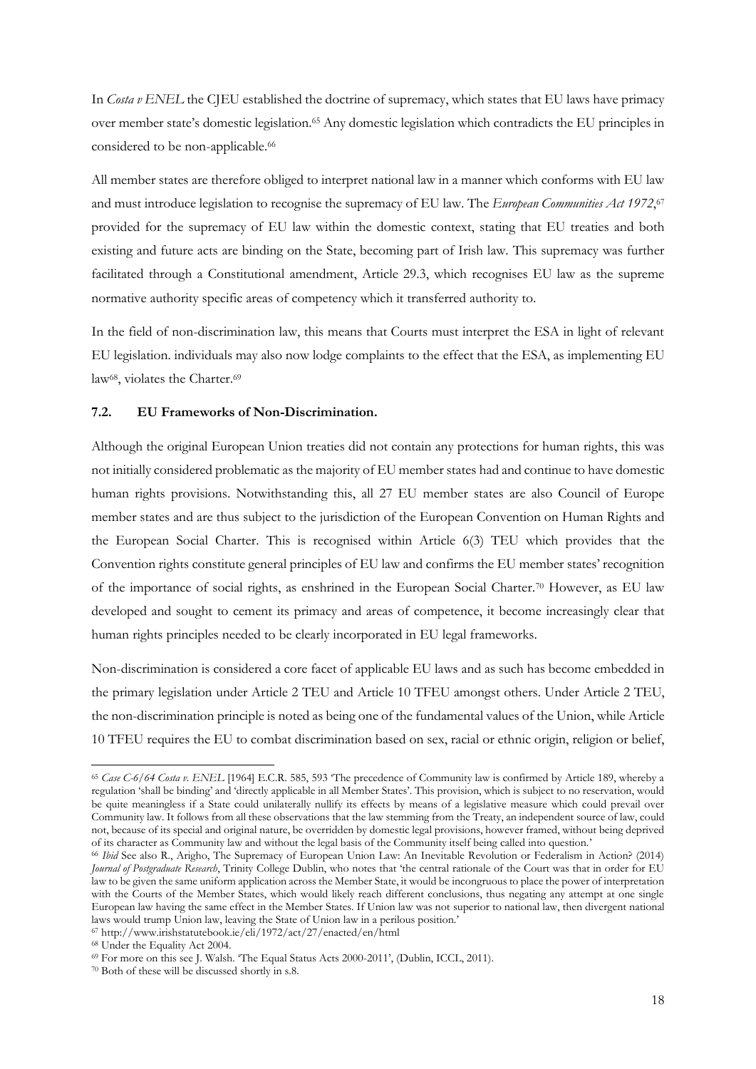In *Costa v ENEL* the CJEU established the doctrine of supremacy, which states that EU laws have primacy over member state's domestic legislation.[65] Any domestic legislation which contradicts the EU principles in considered to be non-applicable.[66]

All member states are therefore obliged to interpret national law in a manner which conforms with EU law and must introduce legislation to recognise the supremacy of EU law. The *European Communities Act 1972*,[67] provided for the supremacy of EU law within the domestic context, stating that EU treaties and both existing and future acts are binding on the State, becoming part of Irish law. This supremacy was further facilitated through a Constitutional amendment, Article 29.3, which recognises EU law as the supreme normative authority specific areas of competency which it transferred authority to.

In the field of non-discrimination law, this means that Courts must interpret the ESA in light of relevant EU legislation. individuals may also now lodge complaints to the effect that the ESA, as implementing EU law[68], violates the Charter.[69]

### 7.2. EU Frameworks of Non-Discrimination.

Although the original European Union treaties did not contain any protections for human rights, this was not initially considered problematic as the majority of EU member states had and continue to have domestic human rights provisions. Notwithstanding this, all 27 EU member states are also Council of Europe member states and are thus subject to the jurisdiction of the European Convention on Human Rights and the European Social Charter. This is recognised within Article 6(3) TEU which provides that the Convention rights constitute general principles of EU law and confirms the EU member states' recognition of the importance of social rights, as enshrined in the European Social Charter.[70] However, as EU law developed and sought to cement its primacy and areas of competence, it become increasingly clear that human rights principles needed to be clearly incorporated in EU legal frameworks.

Non-discrimination is considered a core facet of applicable EU laws and as such has become embedded in the primary legislation under Article 2 TEU and Article 10 TFEU amongst others. Under Article 2 TEU, the non-discrimination principle is noted as being one of the fundamental values of the Union, while Article 10 TFEU requires the EU to combat discrimination based on sex, racial or ethnic origin, religion or belief,

---

[65] *Case C-6/64 Costa v. ENEL* [1964] E.C.R. 585, 593 'The precedence of Community law is confirmed by Article 189, whereby a regulation 'shall be binding' and 'directly applicable in all Member States'. This provision, which is subject to no reservation, would be quite meaningless if a State could unilaterally nullify its effects by means of a legislative measure which could prevail over Community law. It follows from all these observations that the law stemming from the Treaty, an independent source of law, could not, because of its special and original nature, be overridden by domestic legal provisions, however framed, without being deprived of its character as Community law and without the legal basis of the Community itself being called into question.'

[66] *Ibid* See also R., Arigho, The Supremacy of European Union Law: An Inevitable Revolution or Federalism in Action? (2014) *Journal of Postgraduate Research*, Trinity College Dublin, who notes that 'the central rationale of the Court was that in order for EU law to be given the same uniform application across the Member State, it would be incongruous to place the power of interpretation with the Courts of the Member States, which would likely reach different conclusions, thus negating any attempt at one single European law having the same effect in the Member States. If Union law was not superior to national law, then divergent national laws would trump Union law, leaving the State of Union law in a perilous position.'

[67] http://www.irishstatutebook.ie/eli/1972/act/27/enacted/en/html

[68] Under the Equality Act 2004.

[69] For more on this see J. Walsh. 'The Equal Status Acts 2000-2011', (Dublin, ICCL, 2011).

[70] Both of these will be discussed shortly in s.8.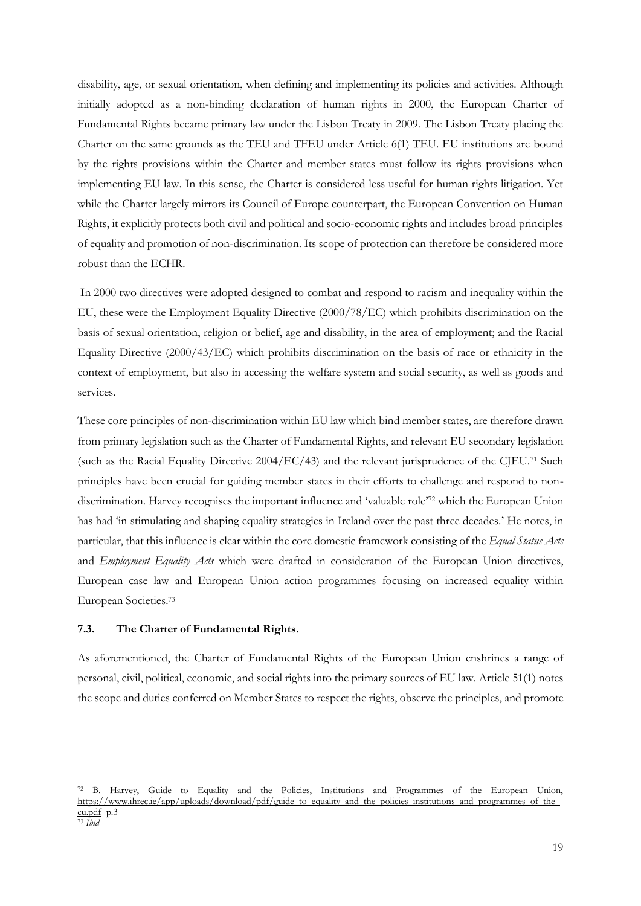disability, age, or sexual orientation, when defining and implementing its policies and activities. Although initially adopted as a non-binding declaration of human rights in 2000, the European Charter of Fundamental Rights became primary law under the Lisbon Treaty in 2009. The Lisbon Treaty placing the Charter on the same grounds as the TEU and TFEU under Article 6(1) TEU. EU institutions are bound by the rights provisions within the Charter and member states must follow its rights provisions when implementing EU law. In this sense, the Charter is considered less useful for human rights litigation. Yet while the Charter largely mirrors its Council of Europe counterpart, the European Convention on Human Rights, it explicitly protects both civil and political and socio-economic rights and includes broad principles of equality and promotion of non-discrimination. Its scope of protection can therefore be considered more robust than the ECHR.

In 2000 two directives were adopted designed to combat and respond to racism and inequality within the EU, these were the Employment Equality Directive (2000/78/EC) which prohibits discrimination on the basis of sexual orientation, religion or belief, age and disability, in the area of employment; and the Racial Equality Directive (2000/43/EC) which prohibits discrimination on the basis of race or ethnicity in the context of employment, but also in accessing the welfare system and social security, as well as goods and services.

These core principles of non-discrimination within EU law which bind member states, are therefore drawn from primary legislation such as the Charter of Fundamental Rights, and relevant EU secondary legislation (such as the Racial Equality Directive 2004/EC/43) and the relevant jurisprudence of the CJEU.[71] Such principles have been crucial for guiding member states in their efforts to challenge and respond to non-discrimination. Harvey recognises the important influence and 'valuable role'[72] which the European Union has had 'in stimulating and shaping equality strategies in Ireland over the past three decades.' He notes, in particular, that this influence is clear within the core domestic framework consisting of the *Equal Status Acts* and *Employment Equality Acts* which were drafted in consideration of the European Union directives, European case law and European Union action programmes focusing on increased equality within European Societies.[73]

### 7.3. The Charter of Fundamental Rights.

As aforementioned, the Charter of Fundamental Rights of the European Union enshrines a range of personal, civil, political, economic, and social rights into the primary sources of EU law. Article 51(1) notes the scope and duties conferred on Member States to respect the rights, observe the principles, and promote

---

[72] B. Harvey, Guide to Equality and the Policies, Institutions and Programmes of the European Union, https://www.ihrec.ie/app/uploads/download/pdf/guide_to_equality_and_the_policies_institutions_and_programmes_of_the_eu.pdf p.3

[73] *Ibid*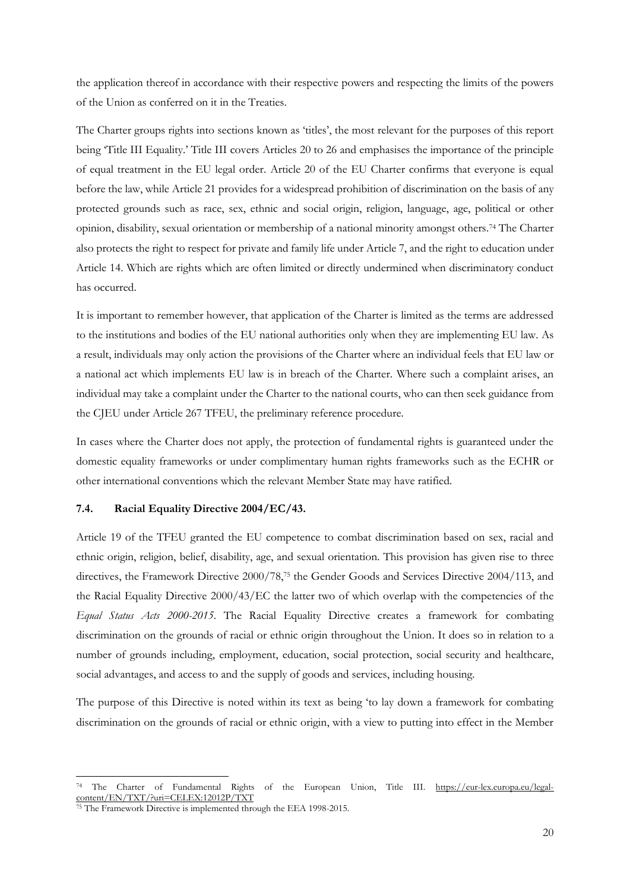the application thereof in accordance with their respective powers and respecting the limits of the powers of the Union as conferred on it in the Treaties.

The Charter groups rights into sections known as 'titles', the most relevant for the purposes of this report being 'Title III Equality.' Title III covers Articles 20 to 26 and emphasises the importance of the principle of equal treatment in the EU legal order. Article 20 of the EU Charter confirms that everyone is equal before the law, while Article 21 provides for a widespread prohibition of discrimination on the basis of any protected grounds such as race, sex, ethnic and social origin, religion, language, age, political or other opinion, disability, sexual orientation or membership of a national minority amongst others.[74] The Charter also protects the right to respect for private and family life under Article 7, and the right to education under Article 14. Which are rights which are often limited or directly undermined when discriminatory conduct has occurred.

It is important to remember however, that application of the Charter is limited as the terms are addressed to the institutions and bodies of the EU national authorities only when they are implementing EU law. As a result, individuals may only action the provisions of the Charter where an individual feels that EU law or a national act which implements EU law is in breach of the Charter. Where such a complaint arises, an individual may take a complaint under the Charter to the national courts, who can then seek guidance from the CJEU under Article 267 TFEU, the preliminary reference procedure.

In cases where the Charter does not apply, the protection of fundamental rights is guaranteed under the domestic equality frameworks or under complimentary human rights frameworks such as the ECHR or other international conventions which the relevant Member State may have ratified.

### 7.4. Racial Equality Directive 2004/EC/43.

Article 19 of the TFEU granted the EU competence to combat discrimination based on sex, racial and ethnic origin, religion, belief, disability, age, and sexual orientation. This provision has given rise to three directives, the Framework Directive 2000/78,[75] the Gender Goods and Services Directive 2004/113, and the Racial Equality Directive 2000/43/EC the latter two of which overlap with the competencies of the *Equal Status Acts 2000-2015*. The Racial Equality Directive creates a framework for combating discrimination on the grounds of racial or ethnic origin throughout the Union. It does so in relation to a number of grounds including, employment, education, social protection, social security and healthcare, social advantages, and access to and the supply of goods and services, including housing.

The purpose of this Directive is noted within its text as being 'to lay down a framework for combating discrimination on the grounds of racial or ethnic origin, with a view to putting into effect in the Member

---

[74] The Charter of Fundamental Rights of the European Union, Title III. https://eur-lex.europa.eu/legal-content/EN/TXT/?uri=CELEX:12012P/TXT

[75] The Framework Directive is implemented through the EEA 1998-2015.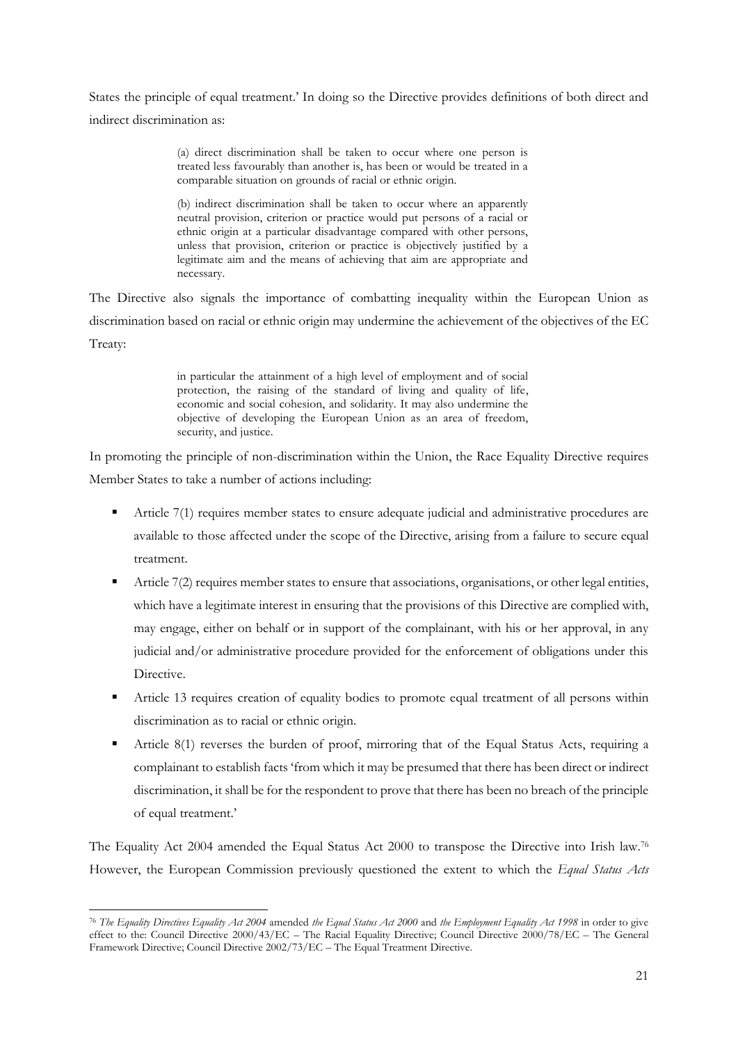States the principle of equal treatment.' In doing so the Directive provides definitions of both direct and indirect discrimination as:

> (a) direct discrimination shall be taken to occur where one person is treated less favourably than another is, has been or would be treated in a comparable situation on grounds of racial or ethnic origin.
>
> (b) indirect discrimination shall be taken to occur where an apparently neutral provision, criterion or practice would put persons of a racial or ethnic origin at a particular disadvantage compared with other persons, unless that provision, criterion or practice is objectively justified by a legitimate aim and the means of achieving that aim are appropriate and necessary.

The Directive also signals the importance of combatting inequality within the European Union as discrimination based on racial or ethnic origin may undermine the achievement of the objectives of the EC Treaty:

> in particular the attainment of a high level of employment and of social protection, the raising of the standard of living and quality of life, economic and social cohesion, and solidarity. It may also undermine the objective of developing the European Union as an area of freedom, security, and justice.

In promoting the principle of non-discrimination within the Union, the Race Equality Directive requires Member States to take a number of actions including:

- Article 7(1) requires member states to ensure adequate judicial and administrative procedures are available to those affected under the scope of the Directive, arising from a failure to secure equal treatment.
- Article 7(2) requires member states to ensure that associations, organisations, or other legal entities, which have a legitimate interest in ensuring that the provisions of this Directive are complied with, may engage, either on behalf or in support of the complainant, with his or her approval, in any judicial and/or administrative procedure provided for the enforcement of obligations under this Directive.
- Article 13 requires creation of equality bodies to promote equal treatment of all persons within discrimination as to racial or ethnic origin.
- Article 8(1) reverses the burden of proof, mirroring that of the Equal Status Acts, requiring a complainant to establish facts 'from which it may be presumed that there has been direct or indirect discrimination, it shall be for the respondent to prove that there has been no breach of the principle of equal treatment.'

The Equality Act 2004 amended the Equal Status Act 2000 to transpose the Directive into Irish law.[76] However, the European Commission previously questioned the extent to which the *Equal Status Acts*

---

[76] *The Equality Directives Equality Act 2004* amended *the Equal Status Act 2000* and *the Employment Equality Act 1998* in order to give effect to the: Council Directive 2000/43/EC – The Racial Equality Directive; Council Directive 2000/78/EC – The General Framework Directive; Council Directive 2002/73/EC – The Equal Treatment Directive.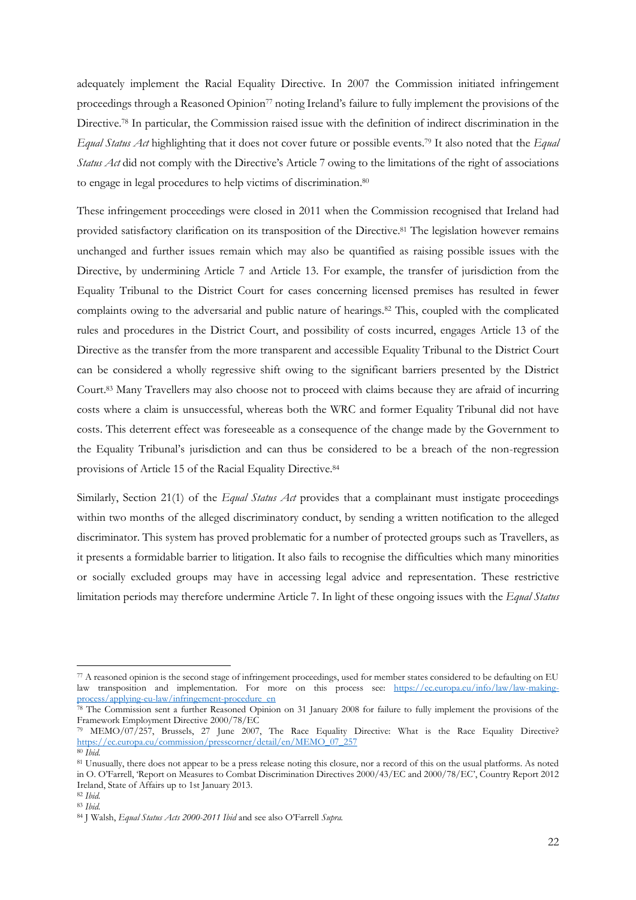adequately implement the Racial Equality Directive. In 2007 the Commission initiated infringement proceedings through a Reasoned Opinion[77] noting Ireland's failure to fully implement the provisions of the Directive.[78] In particular, the Commission raised issue with the definition of indirect discrimination in the *Equal Status Act* highlighting that it does not cover future or possible events.[79] It also noted that the *Equal Status Act* did not comply with the Directive's Article 7 owing to the limitations of the right of associations to engage in legal procedures to help victims of discrimination.[80]

These infringement proceedings were closed in 2011 when the Commission recognised that Ireland had provided satisfactory clarification on its transposition of the Directive.[81] The legislation however remains unchanged and further issues remain which may also be quantified as raising possible issues with the Directive, by undermining Article 7 and Article 13. For example, the transfer of jurisdiction from the Equality Tribunal to the District Court for cases concerning licensed premises has resulted in fewer complaints owing to the adversarial and public nature of hearings.[82] This, coupled with the complicated rules and procedures in the District Court, and possibility of costs incurred, engages Article 13 of the Directive as the transfer from the more transparent and accessible Equality Tribunal to the District Court can be considered a wholly regressive shift owing to the significant barriers presented by the District Court.[83] Many Travellers may also choose not to proceed with claims because they are afraid of incurring costs where a claim is unsuccessful, whereas both the WRC and former Equality Tribunal did not have costs. This deterrent effect was foreseeable as a consequence of the change made by the Government to the Equality Tribunal's jurisdiction and can thus be considered to be a breach of the non-regression provisions of Article 15 of the Racial Equality Directive.[84]

Similarly, Section 21(1) of the *Equal Status Act* provides that a complainant must instigate proceedings within two months of the alleged discriminatory conduct, by sending a written notification to the alleged discriminator. This system has proved problematic for a number of protected groups such as Travellers, as it presents a formidable barrier to litigation. It also fails to recognise the difficulties which many minorities or socially excluded groups may have in accessing legal advice and representation. These restrictive limitation periods may therefore undermine Article 7. In light of these ongoing issues with the *Equal Status*

---

[77] A reasoned opinion is the second stage of infringement proceedings, used for member states considered to be defaulting on EU law transposition and implementation. For more on this process see: https://ec.europa.eu/info/law/law-making-process/applying-eu-law/infringement-procedure_en

[78] The Commission sent a further Reasoned Opinion on 31 January 2008 for failure to fully implement the provisions of the Framework Employment Directive 2000/78/EC

[79] MEMO/07/257, Brussels, 27 June 2007, The Race Equality Directive: What is the Race Equality Directive? https://ec.europa.eu/commission/presscorner/detail/en/MEMO_07_257

[80] *Ibid.*

[81] Unusually, there does not appear to be a press release noting this closure, nor a record of this on the usual platforms. As noted in O. O'Farrell, 'Report on Measures to Combat Discrimination Directives 2000/43/EC and 2000/78/EC', Country Report 2012 Ireland, State of Affairs up to 1st January 2013.

[82] *Ibid.*

[83] *Ibid.*

[84] J Walsh, *Equal Status Acts 2000-2011 Ibid* and see also O'Farrell *Supra.*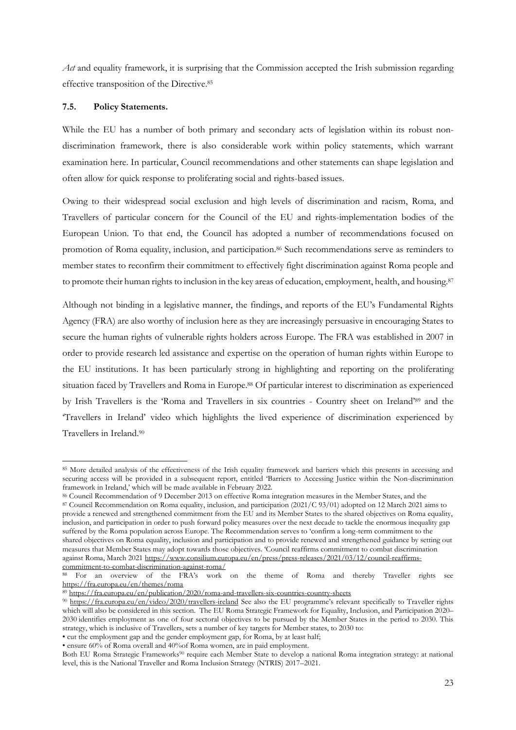*Act* and equality framework, it is surprising that the Commission accepted the Irish submission regarding effective transposition of the Directive.[85]

### 7.5. Policy Statements.

While the EU has a number of both primary and secondary acts of legislation within its robust non-discrimination framework, there is also considerable work within policy statements, which warrant examination here. In particular, Council recommendations and other statements can shape legislation and often allow for quick response to proliferating social and rights-based issues.

Owing to their widespread social exclusion and high levels of discrimination and racism, Roma, and Travellers of particular concern for the Council of the EU and rights-implementation bodies of the European Union. To that end, the Council has adopted a number of recommendations focused on promotion of Roma equality, inclusion, and participation.[86] Such recommendations serve as reminders to member states to reconfirm their commitment to effectively fight discrimination against Roma people and to promote their human rights to inclusion in the key areas of education, employment, health, and housing.[87]

Although not binding in a legislative manner, the findings, and reports of the EU's Fundamental Rights Agency (FRA) are also worthy of inclusion here as they are increasingly persuasive in encouraging States to secure the human rights of vulnerable rights holders across Europe. The FRA was established in 2007 in order to provide research led assistance and expertise on the operation of human rights within Europe to the EU institutions. It has been particularly strong in highlighting and reporting on the proliferating situation faced by Travellers and Roma in Europe.[88] Of particular interest to discrimination as experienced by Irish Travellers is the 'Roma and Travellers in six countries - Country sheet on Ireland'[89] and the 'Travellers in Ireland' video which highlights the lived experience of discrimination experienced by Travellers in Ireland.[90]

---

[85] More detailed analysis of the effectiveness of the Irish equality framework and barriers which this presents in accessing and securing access will be provided in a subsequent report, entitled 'Barriers to Accessing Justice within the Non-discrimination framework in Ireland,' which will be made available in February 2022.

[86] Council Recommendation of 9 December 2013 on effective Roma integration measures in the Member States, and the

[87] Council Recommendation on Roma equality, inclusion, and participation (2021/C 93/01) adopted on 12 March 2021 aims to provide a renewed and strengthened commitment from the EU and its Member States to the shared objectives on Roma equality, inclusion, and participation in order to push forward policy measures over the next decade to tackle the enormous inequality gap suffered by the Roma population across Europe. The Recommendation serves to 'confirm a long-term commitment to the shared objectives on Roma equality, inclusion and participation and to provide renewed and strengthened guidance by setting out measures that Member States may adopt towards those objectives. 'Council reaffirms commitment to combat discrimination against Roma, March 2021 https://www.consilium.europa.eu/en/press/press-releases/2021/03/12/council-reaffirms-commitment-to-combat-discrimination-against-roma/

[88] For an overview of the FRA's work on the theme of Roma and thereby Traveller rights see https://fra.europa.eu/en/themes/roma

[89] https://fra.europa.eu/en/publication/2020/roma-and-travellers-six-countries-country-sheets

[90] https://fra.europa.eu/en/video/2020/travellers-ireland See also the EU programme's relevant specifically to Traveller rights which will also be considered in this section. The EU Roma Strategic Framework for Equality, Inclusion, and Participation 2020–2030 identifies employment as one of four sectoral objectives to be pursued by the Member States in the period to 2030. This strategy, which is inclusive of Travellers, sets a number of key targets for Member states, to 2030 to:

- cut the employment gap and the gender employment gap, for Roma, by at least half;
- ensure 60% of Roma overall and 40%of Roma women, are in paid employment.

Both EU Roma Strategic Frameworks[90] require each Member State to develop a national Roma integration strategy: at national level, this is the National Traveller and Roma Inclusion Strategy (NTRIS) 2017–2021.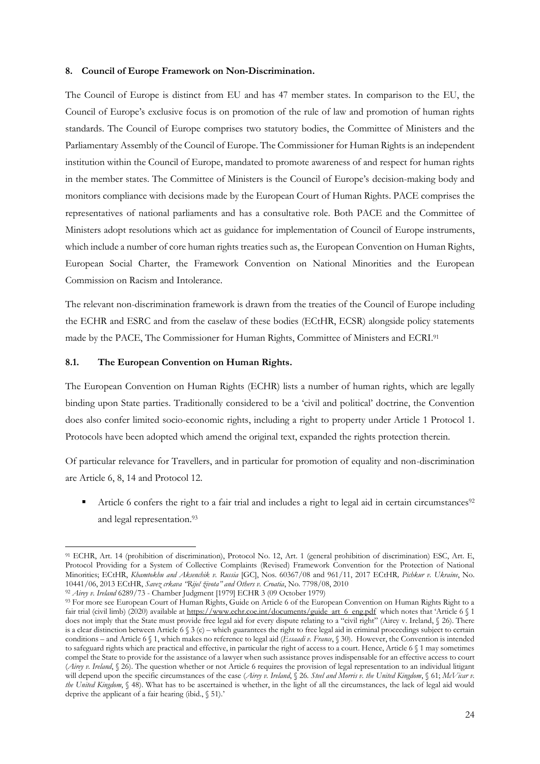## 8. Council of Europe Framework on Non-Discrimination.

The Council of Europe is distinct from EU and has 47 member states. In comparison to the EU, the Council of Europe's exclusive focus is on promotion of the rule of law and promotion of human rights standards. The Council of Europe comprises two statutory bodies, the Committee of Ministers and the Parliamentary Assembly of the Council of Europe. The Commissioner for Human Rights is an independent institution within the Council of Europe, mandated to promote awareness of and respect for human rights in the member states. The Committee of Ministers is the Council of Europe's decision-making body and monitors compliance with decisions made by the European Court of Human Rights. PACE comprises the representatives of national parliaments and has a consultative role. Both PACE and the Committee of Ministers adopt resolutions which act as guidance for implementation of Council of Europe instruments, which include a number of core human rights treaties such as, the European Convention on Human Rights, European Social Charter, the Framework Convention on National Minorities and the European Commission on Racism and Intolerance.

The relevant non-discrimination framework is drawn from the treaties of the Council of Europe including the ECHR and ESRC and from the caselaw of these bodies (ECtHR, ECSR) alongside policy statements made by the PACE, The Commissioner for Human Rights, Committee of Ministers and ECRI.[91]

### 8.1. The European Convention on Human Rights.

The European Convention on Human Rights (ECHR) lists a number of human rights, which are legally binding upon State parties. Traditionally considered to be a 'civil and political' doctrine, the Convention does also confer limited socio-economic rights, including a right to property under Article 1 Protocol 1. Protocols have been adopted which amend the original text, expanded the rights protection therein.

Of particular relevance for Travellers, and in particular for promotion of equality and non-discrimination are Article 6, 8, 14 and Protocol 12.

- Article 6 confers the right to a fair trial and includes a right to legal aid in certain circumstances[92] and legal representation.[93]

---

[91] ECHR, Art. 14 (prohibition of discrimination), Protocol No. 12, Art. 1 (general prohibition of discrimination) ESC, Art. E, Protocol Providing for a System of Collective Complaints (Revised) Framework Convention for the Protection of National Minorities; ECtHR, *Khamtokhu and Aksenchik v. Russia* [GC], Nos. 60367/08 and 961/11, 2017 ECtHR*, Pichkur v. Ukraine*, No. 10441/06, 2013 ECtHR, *Savez crkava "Riječ života" and Others v. Croatia*, No. 7798/08, 2010

[92] *Airey v. Ireland* 6289/73 - Chamber Judgment [1979] ECHR 3 (09 October 1979)

[93] For more see European Court of Human Rights, Guide on Article 6 of the European Convention on Human Rights Right to a fair trial (civil limb) (2020) available at https://www.echr.coe.int/documents/guide_art_6_eng.pdf which notes that 'Article 6 § 1 does not imply that the State must provide free legal aid for every dispute relating to a "civil right" (Airey v. Ireland, § 26). There is a clear distinction between Article 6 § 3 (c) – which guarantees the right to free legal aid in criminal proceedings subject to certain conditions – and Article 6 § 1, which makes no reference to legal aid (*Essaadi v. France*, § 30). However, the Convention is intended to safeguard rights which are practical and effective, in particular the right of access to a court. Hence, Article 6 § 1 may sometimes compel the State to provide for the assistance of a lawyer when such assistance proves indispensable for an effective access to court (*Airey v. Ireland*, § 26). The question whether or not Article 6 requires the provision of legal representation to an individual litigant will depend upon the specific circumstances of the case (*Airey v. Ireland*, § 26. *Steel and Morris v. the United Kingdom*, § 61; *McVicar v. the United Kingdom*, § 48). What has to be ascertained is whether, in the light of all the circumstances, the lack of legal aid would deprive the applicant of a fair hearing (ibid., § 51).'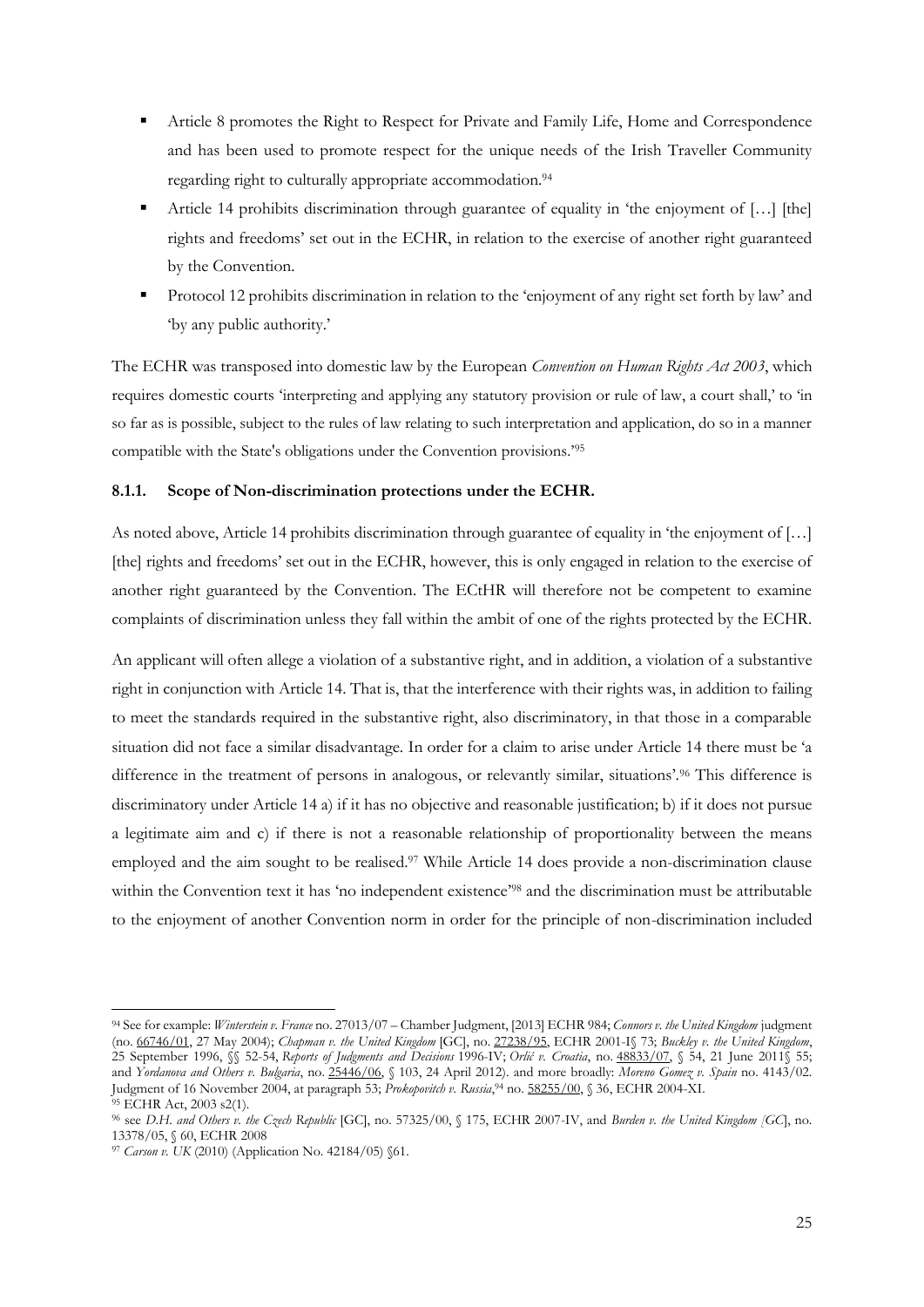- Article 8 promotes the Right to Respect for Private and Family Life, Home and Correspondence and has been used to promote respect for the unique needs of the Irish Traveller Community regarding right to culturally appropriate accommodation.[94]
- Article 14 prohibits discrimination through guarantee of equality in 'the enjoyment of […] [the] rights and freedoms' set out in the ECHR, in relation to the exercise of another right guaranteed by the Convention.
- Protocol 12 prohibits discrimination in relation to the 'enjoyment of any right set forth by law' and 'by any public authority.'

The ECHR was transposed into domestic law by the European *Convention on Human Rights Act 2003*, which requires domestic courts 'interpreting and applying any statutory provision or rule of law, a court shall,' to 'in so far as is possible, subject to the rules of law relating to such interpretation and application, do so in a manner compatible with the State's obligations under the Convention provisions.'[95]

### 8.1.1. Scope of Non-discrimination protections under the ECHR.

As noted above, Article 14 prohibits discrimination through guarantee of equality in 'the enjoyment of […] [the] rights and freedoms' set out in the ECHR, however, this is only engaged in relation to the exercise of another right guaranteed by the Convention. The ECtHR will therefore not be competent to examine complaints of discrimination unless they fall within the ambit of one of the rights protected by the ECHR.

An applicant will often allege a violation of a substantive right, and in addition, a violation of a substantive right in conjunction with Article 14. That is, that the interference with their rights was, in addition to failing to meet the standards required in the substantive right, also discriminatory, in that those in a comparable situation did not face a similar disadvantage. In order for a claim to arise under Article 14 there must be 'a difference in the treatment of persons in analogous, or relevantly similar, situations'.[96] This difference is discriminatory under Article 14 a) if it has no objective and reasonable justification; b) if it does not pursue a legitimate aim and c) if there is not a reasonable relationship of proportionality between the means employed and the aim sought to be realised.[97] While Article 14 does provide a non-discrimination clause within the Convention text it has 'no independent existence'[98] and the discrimination must be attributable to the enjoyment of another Convention norm in order for the principle of non-discrimination included

---

[94] See for example: *Winterstein v. France* no. 27013/07 – Chamber Judgment, [2013] ECHR 984; *Connors v. the United Kingdom* judgment (no. 66746/01, 27 May 2004); *Chapman v. the United Kingdom* [GC], no. 27238/95, ECHR 2001-I§ 73; *Buckley v. the United Kingdom*, 25 September 1996, §§ 52-54, *Reports of Judgments and Decisions* 1996-IV; *Orlić v. Croatia*, no. 48833/07, § 54, 21 June 2011§ 55; and *Yordanova and Others v. Bulgaria*, no. 25446/06, § 103, 24 April 2012). and more broadly: *Moreno Gomez v. Spain* no. 4143/02. Judgment of 16 November 2004, at paragraph 53; *Prokopovitch v. Russia*,[94] no. 58255/00, § 36, ECHR 2004-XI.

[95] ECHR Act, 2003 s2(1).

[96] see *D.H. and Others v. the Czech Republic* [GC], no. 57325/00, § 175, ECHR 2007-IV, and *Burden v. the United Kingdom [GC*], no. 13378/05, § 60, ECHR 2008

[97] *Carson v. UK* (2010) (Application No. 42184/05) §61.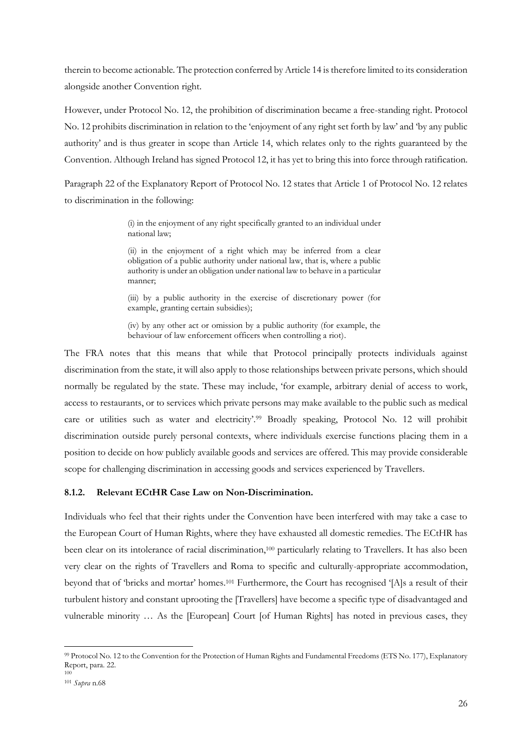therein to become actionable. The protection conferred by Article 14 is therefore limited to its consideration alongside another Convention right.

However, under Protocol No. 12, the prohibition of discrimination became a free-standing right. Protocol No. 12 prohibits discrimination in relation to the 'enjoyment of any right set forth by law' and 'by any public authority' and is thus greater in scope than Article 14, which relates only to the rights guaranteed by the Convention. Although Ireland has signed Protocol 12, it has yet to bring this into force through ratification.

Paragraph 22 of the Explanatory Report of Protocol No. 12 states that Article 1 of Protocol No. 12 relates to discrimination in the following:

> (i) in the enjoyment of any right specifically granted to an individual under national law;
>
> (ii) in the enjoyment of a right which may be inferred from a clear obligation of a public authority under national law, that is, where a public authority is under an obligation under national law to behave in a particular manner;
>
> (iii) by a public authority in the exercise of discretionary power (for example, granting certain subsidies);
>
> (iv) by any other act or omission by a public authority (for example, the behaviour of law enforcement officers when controlling a riot).

The FRA notes that this means that while that Protocol principally protects individuals against discrimination from the state, it will also apply to those relationships between private persons, which should normally be regulated by the state. These may include, 'for example, arbitrary denial of access to work, access to restaurants, or to services which private persons may make available to the public such as medical care or utilities such as water and electricity'.[99] Broadly speaking, Protocol No. 12 will prohibit discrimination outside purely personal contexts, where individuals exercise functions placing them in a position to decide on how publicly available goods and services are offered. This may provide considerable scope for challenging discrimination in accessing goods and services experienced by Travellers.

### 8.1.2. Relevant ECtHR Case Law on Non-Discrimination.

Individuals who feel that their rights under the Convention have been interfered with may take a case to the European Court of Human Rights, where they have exhausted all domestic remedies. The ECtHR has been clear on its intolerance of racial discrimination,[100] particularly relating to Travellers. It has also been very clear on the rights of Travellers and Roma to specific and culturally-appropriate accommodation, beyond that of 'bricks and mortar' homes.[101] Furthermore, the Court has recognised '[A]s a result of their turbulent history and constant uprooting the [Travellers] have become a specific type of disadvantaged and vulnerable minority … As the [European] Court [of Human Rights] has noted in previous cases, they

---

[99] Protocol No. 12 to the Convention for the Protection of Human Rights and Fundamental Freedoms (ETS No. 177), Explanatory Report, para. 22.

[100]

[101] *Supra* n.68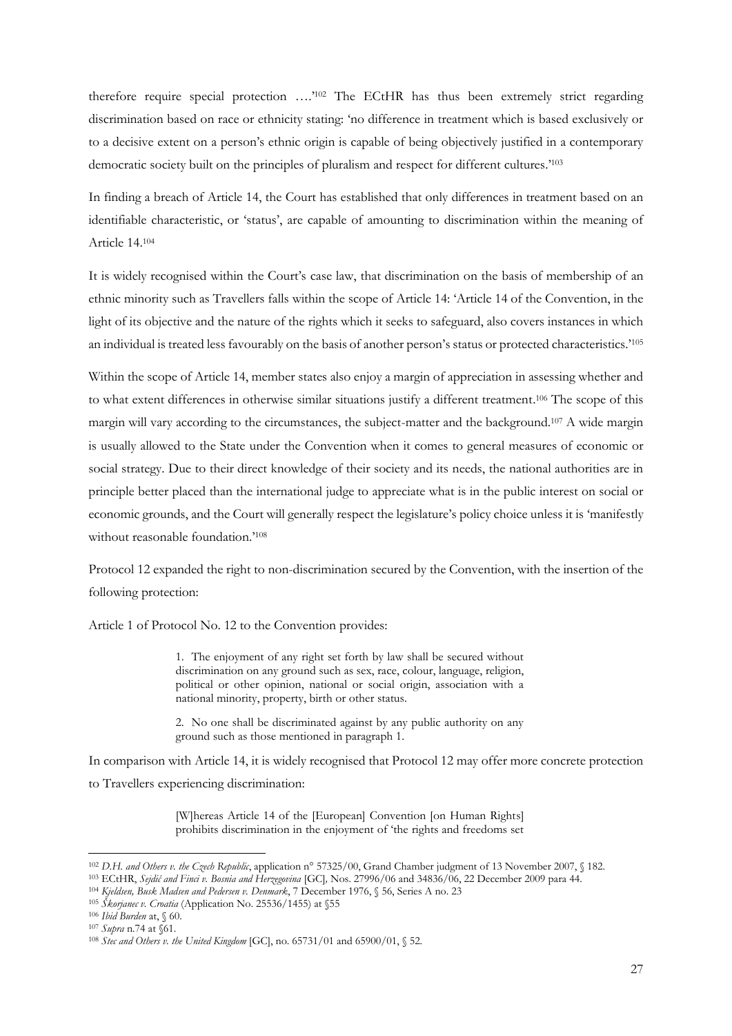therefore require special protection ….'[102] The ECtHR has thus been extremely strict regarding discrimination based on race or ethnicity stating: 'no difference in treatment which is based exclusively or to a decisive extent on a person's ethnic origin is capable of being objectively justified in a contemporary democratic society built on the principles of pluralism and respect for different cultures.'[103]

In finding a breach of Article 14, the Court has established that only differences in treatment based on an identifiable characteristic, or 'status', are capable of amounting to discrimination within the meaning of Article 14.[104]

It is widely recognised within the Court's case law, that discrimination on the basis of membership of an ethnic minority such as Travellers falls within the scope of Article 14: 'Article 14 of the Convention, in the light of its objective and the nature of the rights which it seeks to safeguard, also covers instances in which an individual is treated less favourably on the basis of another person's status or protected characteristics.'[105]

Within the scope of Article 14, member states also enjoy a margin of appreciation in assessing whether and to what extent differences in otherwise similar situations justify a different treatment.[106] The scope of this margin will vary according to the circumstances, the subject-matter and the background.[107] A wide margin is usually allowed to the State under the Convention when it comes to general measures of economic or social strategy. Due to their direct knowledge of their society and its needs, the national authorities are in principle better placed than the international judge to appreciate what is in the public interest on social or economic grounds, and the Court will generally respect the legislature's policy choice unless it is 'manifestly without reasonable foundation.'[108]

Protocol 12 expanded the right to non-discrimination secured by the Convention, with the insertion of the following protection:

Article 1 of Protocol No. 12 to the Convention provides:

> 1. The enjoyment of any right set forth by law shall be secured without discrimination on any ground such as sex, race, colour, language, religion, political or other opinion, national or social origin, association with a national minority, property, birth or other status.
>
> 2. No one shall be discriminated against by any public authority on any ground such as those mentioned in paragraph 1.

In comparison with Article 14, it is widely recognised that Protocol 12 may offer more concrete protection to Travellers experiencing discrimination:

> [W]hereas Article 14 of the [European] Convention [on Human Rights] prohibits discrimination in the enjoyment of 'the rights and freedoms set

---

[102] *D.H. and Others v. the Czech Republic*, application n° 57325/00, Grand Chamber judgment of 13 November 2007, § 182.

[103] ECtHR, *Sejdić and Finci v. Bosnia and Herzegovina* [GC], Nos. 27996/06 and 34836/06, 22 December 2009 para 44.

[104] *Kjeldsen, Busk Madsen and Pedersen v. Denmark*, 7 December 1976, § 56, Series A no. 23

[105] *Škorjanec v. Croatia* (Application No. 25536/1455) at §55

[106] *Ibid Burden* at, § 60.

[107] *Supra* n.74 at §61.

[108] *Stec and Others v. the United Kingdom* [GC], no. 65731/01 and 65900/01, § 52.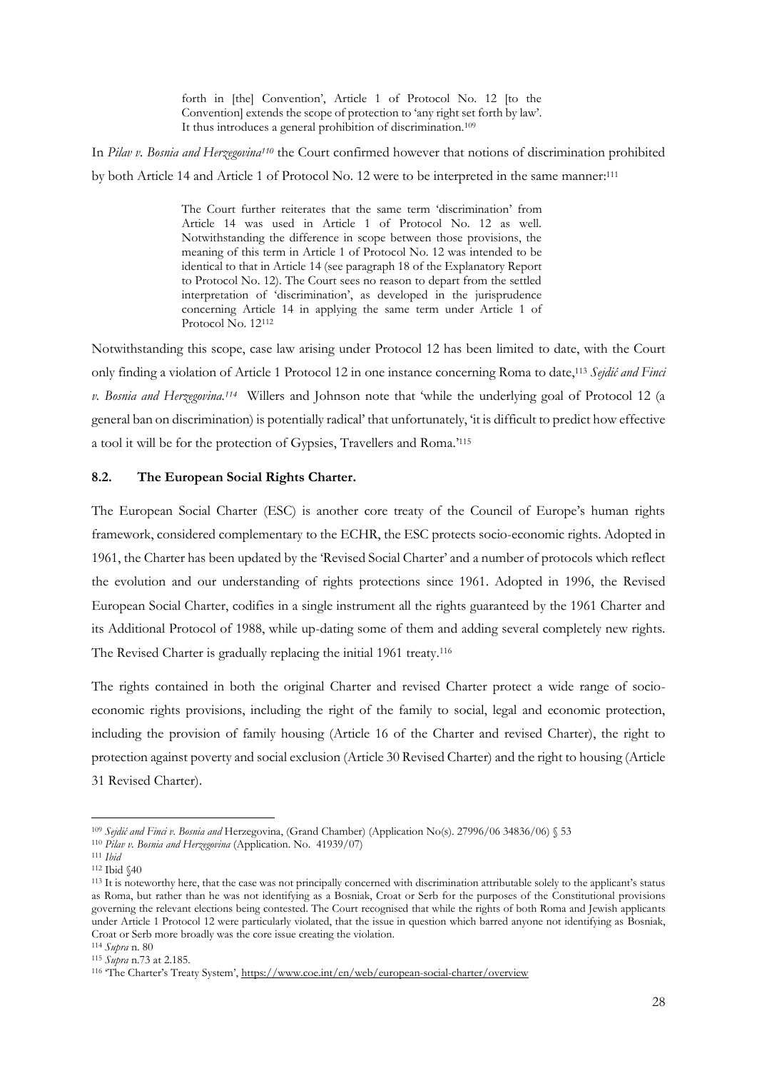> forth in [the] Convention', Article 1 of Protocol No. 12 [to the Convention] extends the scope of protection to 'any right set forth by law'. It thus introduces a general prohibition of discrimination.[109]

In *Pilav v. Bosnia and Herzegovina*[110] the Court confirmed however that notions of discrimination prohibited by both Article 14 and Article 1 of Protocol No. 12 were to be interpreted in the same manner:[111]

> The Court further reiterates that the same term 'discrimination' from Article 14 was used in Article 1 of Protocol No. 12 as well. Notwithstanding the difference in scope between those provisions, the meaning of this term in Article 1 of Protocol No. 12 was intended to be identical to that in Article 14 (see paragraph 18 of the Explanatory Report to Protocol No. 12). The Court sees no reason to depart from the settled interpretation of 'discrimination', as developed in the jurisprudence concerning Article 14 in applying the same term under Article 1 of Protocol No. 12[112]

Notwithstanding this scope, case law arising under Protocol 12 has been limited to date, with the Court only finding a violation of Article 1 Protocol 12 in one instance concerning Roma to date,[113] *Sejdić and Finci v. Bosnia and Herzegovina.*[114] Willers and Johnson note that 'while the underlying goal of Protocol 12 (a general ban on discrimination) is potentially radical' that unfortunately, 'it is difficult to predict how effective a tool it will be for the protection of Gypsies, Travellers and Roma.'[115]

### 8.2. The European Social Rights Charter.

The European Social Charter (ESC) is another core treaty of the Council of Europe's human rights framework, considered complementary to the ECHR, the ESC protects socio-economic rights. Adopted in 1961, the Charter has been updated by the 'Revised Social Charter' and a number of protocols which reflect the evolution and our understanding of rights protections since 1961. Adopted in 1996, the Revised European Social Charter, codifies in a single instrument all the rights guaranteed by the 1961 Charter and its Additional Protocol of 1988, while up-dating some of them and adding several completely new rights. The Revised Charter is gradually replacing the initial 1961 treaty.[116]

The rights contained in both the original Charter and revised Charter protect a wide range of socio-economic rights provisions, including the right of the family to social, legal and economic protection, including the provision of family housing (Article 16 of the Charter and revised Charter), the right to protection against poverty and social exclusion (Article 30 Revised Charter) and the right to housing (Article 31 Revised Charter).

---

[109] *Sejdić and Finci v. Bosnia and* Herzegovina, (Grand Chamber) (Application No(s). 27996/06 34836/06) § 53

[110] *Pilav v. Bosnia and Herzegovina* (Application. No. 41939/07)

[111] *Ibid*

[112] Ibid §40

[113] It is noteworthy here, that the case was not principally concerned with discrimination attributable solely to the applicant's status as Roma, but rather than he was not identifying as a Bosniak, Croat or Serb for the purposes of the Constitutional provisions governing the relevant elections being contested. The Court recognised that while the rights of both Roma and Jewish applicants under Article 1 Protocol 12 were particularly violated, that the issue in question which barred anyone not identifying as Bosniak, Croat or Serb more broadly was the core issue creating the violation.

[114] *Supra* n. 80

[115] *Supra* n.73 at 2.185.

[116] 'The Charter's Treaty System', https://www.coe.int/en/web/european-social-charter/overview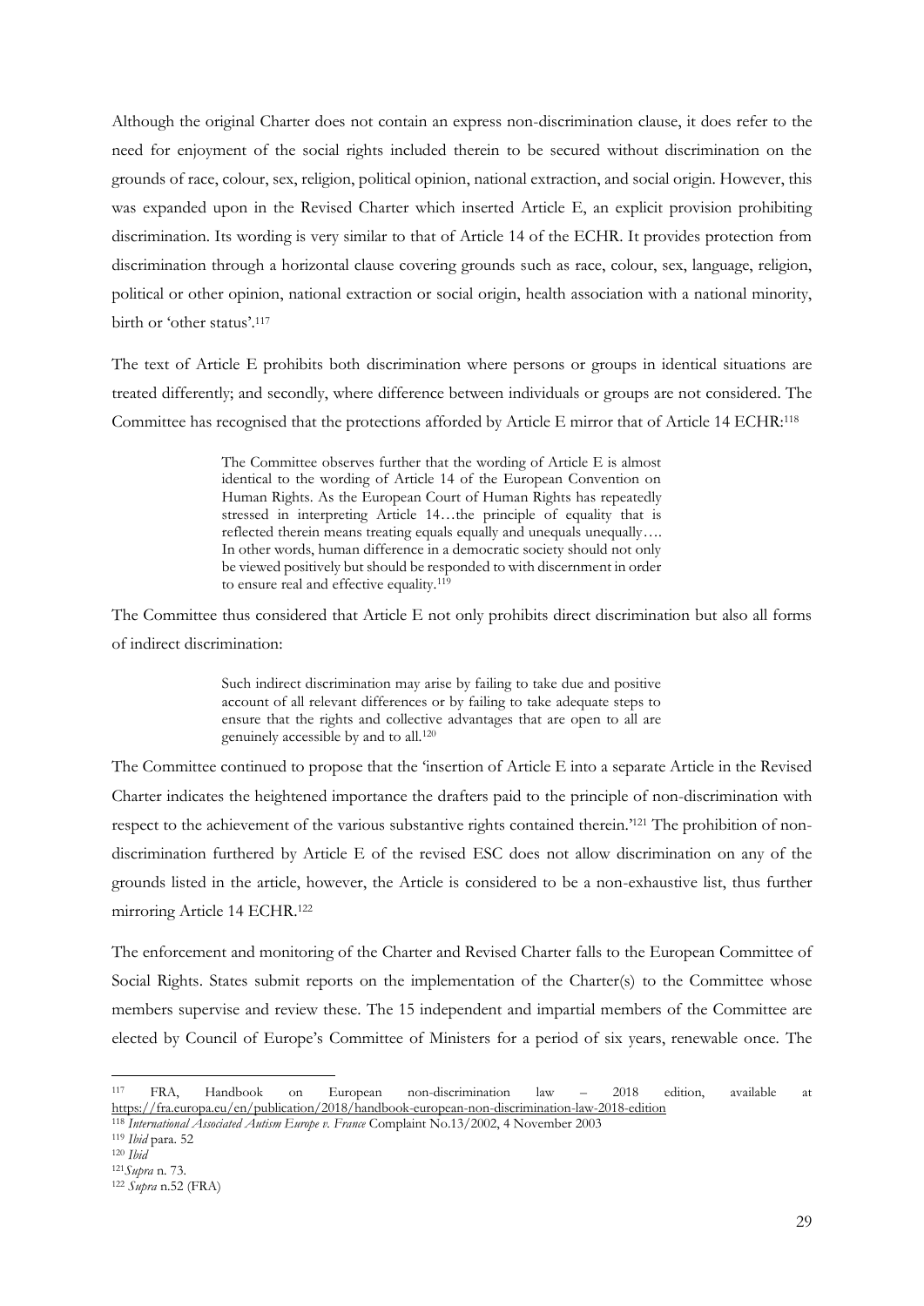Although the original Charter does not contain an express non-discrimination clause, it does refer to the need for enjoyment of the social rights included therein to be secured without discrimination on the grounds of race, colour, sex, religion, political opinion, national extraction, and social origin. However, this was expanded upon in the Revised Charter which inserted Article E, an explicit provision prohibiting discrimination. Its wording is very similar to that of Article 14 of the ECHR. It provides protection from discrimination through a horizontal clause covering grounds such as race, colour, sex, language, religion, political or other opinion, national extraction or social origin, health association with a national minority, birth or 'other status'.[117]

The text of Article E prohibits both discrimination where persons or groups in identical situations are treated differently; and secondly, where difference between individuals or groups are not considered. The Committee has recognised that the protections afforded by Article E mirror that of Article 14 ECHR:[118]

> The Committee observes further that the wording of Article E is almost identical to the wording of Article 14 of the European Convention on Human Rights. As the European Court of Human Rights has repeatedly stressed in interpreting Article 14…the principle of equality that is reflected therein means treating equals equally and unequals unequally…. In other words, human difference in a democratic society should not only be viewed positively but should be responded to with discernment in order to ensure real and effective equality.[119]

The Committee thus considered that Article E not only prohibits direct discrimination but also all forms of indirect discrimination:

> Such indirect discrimination may arise by failing to take due and positive account of all relevant differences or by failing to take adequate steps to ensure that the rights and collective advantages that are open to all are genuinely accessible by and to all.[120]

The Committee continued to propose that the 'insertion of Article E into a separate Article in the Revised Charter indicates the heightened importance the drafters paid to the principle of non-discrimination with respect to the achievement of the various substantive rights contained therein.'[121] The prohibition of non-discrimination furthered by Article E of the revised ESC does not allow discrimination on any of the grounds listed in the article, however, the Article is considered to be a non-exhaustive list, thus further mirroring Article 14 ECHR.[122]

The enforcement and monitoring of the Charter and Revised Charter falls to the European Committee of Social Rights. States submit reports on the implementation of the Charter(s) to the Committee whose members supervise and review these. The 15 independent and impartial members of the Committee are elected by Council of Europe's Committee of Ministers for a period of six years, renewable once. The

---

[117] FRA, Handbook on European non-discrimination law – 2018 edition, available at https://fra.europa.eu/en/publication/2018/handbook-european-non-discrimination-law-2018-edition

[118] *International Associated Autism Europe v. France* Complaint No.13/2002, 4 November 2003

[119] *Ibid* para. 52

[120] *Ibid*

[121] *Supra* n. 73.

[122] *Supra* n.52 (FRA)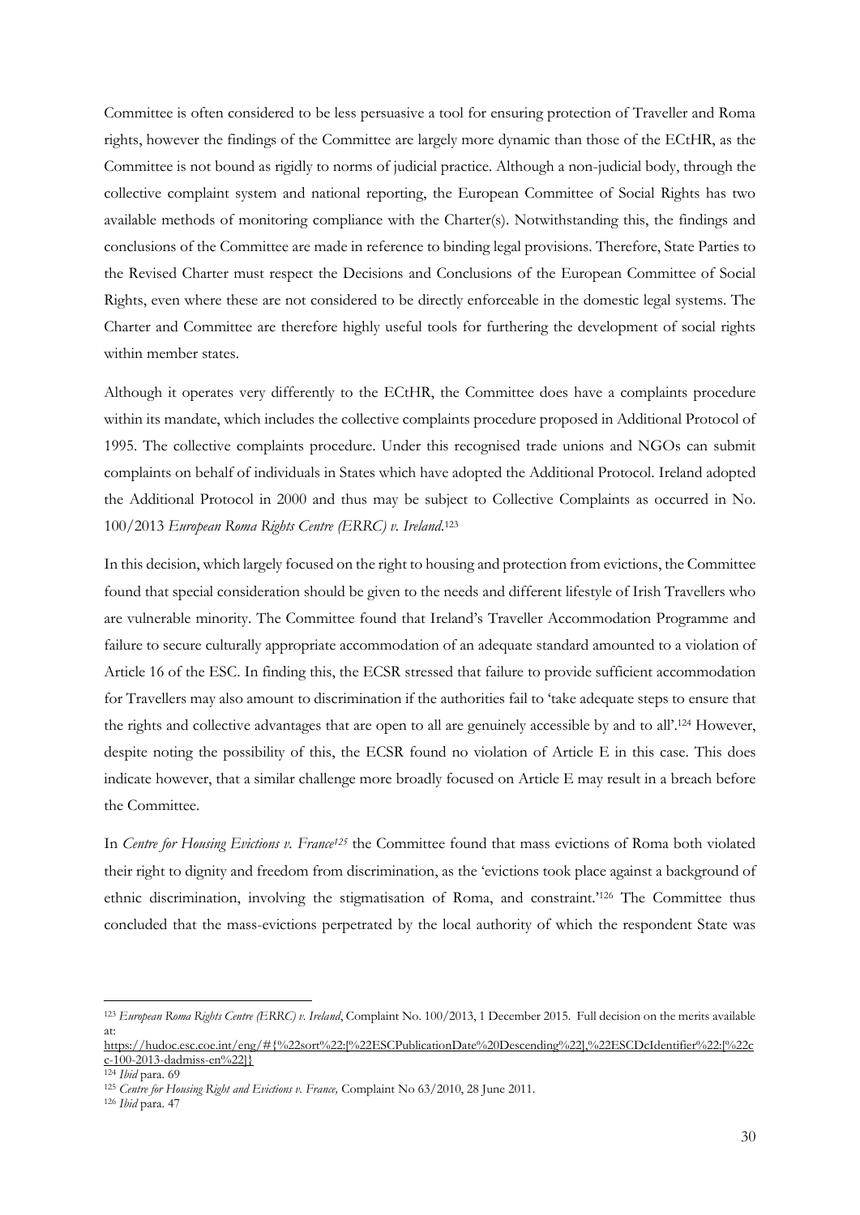Committee is often considered to be less persuasive a tool for ensuring protection of Traveller and Roma rights, however the findings of the Committee are largely more dynamic than those of the ECtHR, as the Committee is not bound as rigidly to norms of judicial practice. Although a non-judicial body, through the collective complaint system and national reporting, the European Committee of Social Rights has two available methods of monitoring compliance with the Charter(s). Notwithstanding this, the findings and conclusions of the Committee are made in reference to binding legal provisions. Therefore, State Parties to the Revised Charter must respect the Decisions and Conclusions of the European Committee of Social Rights, even where these are not considered to be directly enforceable in the domestic legal systems. The Charter and Committee are therefore highly useful tools for furthering the development of social rights within member states.

Although it operates very differently to the ECtHR, the Committee does have a complaints procedure within its mandate, which includes the collective complaints procedure proposed in Additional Protocol of 1995. The collective complaints procedure. Under this recognised trade unions and NGOs can submit complaints on behalf of individuals in States which have adopted the Additional Protocol. Ireland adopted the Additional Protocol in 2000 and thus may be subject to Collective Complaints as occurred in No. 100/2013 *European Roma Rights Centre (ERRC) v. Ireland*.[123]

In this decision, which largely focused on the right to housing and protection from evictions, the Committee found that special consideration should be given to the needs and different lifestyle of Irish Travellers who are vulnerable minority. The Committee found that Ireland's Traveller Accommodation Programme and failure to secure culturally appropriate accommodation of an adequate standard amounted to a violation of Article 16 of the ESC. In finding this, the ECSR stressed that failure to provide sufficient accommodation for Travellers may also amount to discrimination if the authorities fail to 'take adequate steps to ensure that the rights and collective advantages that are open to all are genuinely accessible by and to all'.[124] However, despite noting the possibility of this, the ECSR found no violation of Article E in this case. This does indicate however, that a similar challenge more broadly focused on Article E may result in a breach before the Committee.

In *Centre for Housing Evictions v. France*[125] the Committee found that mass evictions of Roma both violated their right to dignity and freedom from discrimination, as the 'evictions took place against a background of ethnic discrimination, involving the stigmatisation of Roma, and constraint.'[126] The Committee thus concluded that the mass-evictions perpetrated by the local authority of which the respondent State was

---

[123] *European Roma Rights Centre (ERRC) v. Ireland*, Complaint No. 100/2013, 1 December 2015. Full decision on the merits available at: https://hudoc.esc.coe.int/eng/#{%22sort%22:[%22ESCPublicationDate%20Descending%22],%22ESCDcIdentifier%22:[%22cc-100-2013-dadmiss-en%22]}

[124] *Ibid* para. 69

[125] *Centre for Housing Right and Evictions v. France,* Complaint No 63/2010, 28 June 2011.

[126] *Ibid* para. 47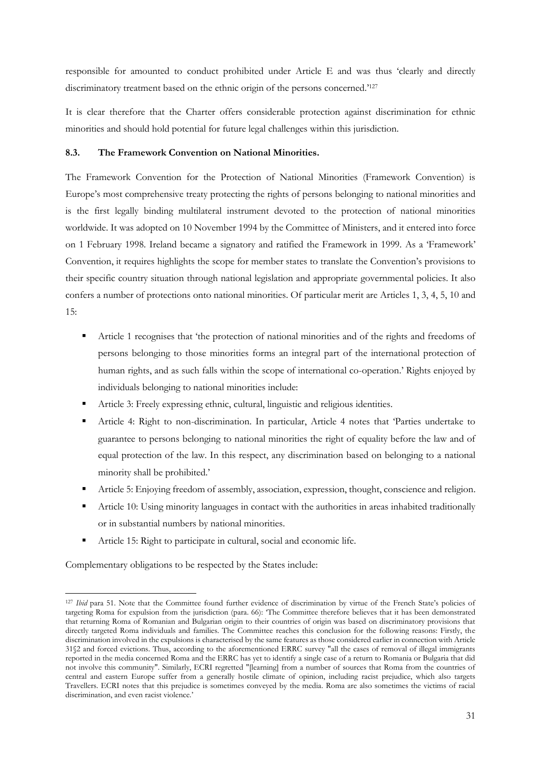responsible for amounted to conduct prohibited under Article E and was thus 'clearly and directly discriminatory treatment based on the ethnic origin of the persons concerned.'[127]

It is clear therefore that the Charter offers considerable protection against discrimination for ethnic minorities and should hold potential for future legal challenges within this jurisdiction.

### 8.3. The Framework Convention on National Minorities.

The Framework Convention for the Protection of National Minorities (Framework Convention) is Europe's most comprehensive treaty protecting the rights of persons belonging to national minorities and is the first legally binding multilateral instrument devoted to the protection of national minorities worldwide. It was adopted on 10 November 1994 by the Committee of Ministers, and it entered into force on 1 February 1998. Ireland became a signatory and ratified the Framework in 1999. As a 'Framework' Convention, it requires highlights the scope for member states to translate the Convention's provisions to their specific country situation through national legislation and appropriate governmental policies. It also confers a number of protections onto national minorities. Of particular merit are Articles 1, 3, 4, 5, 10 and 15:

- Article 1 recognises that 'the protection of national minorities and of the rights and freedoms of persons belonging to those minorities forms an integral part of the international protection of human rights, and as such falls within the scope of international co-operation.' Rights enjoyed by individuals belonging to national minorities include:
- Article 3: Freely expressing ethnic, cultural, linguistic and religious identities.
- Article 4: Right to non-discrimination. In particular, Article 4 notes that 'Parties undertake to guarantee to persons belonging to national minorities the right of equality before the law and of equal protection of the law. In this respect, any discrimination based on belonging to a national minority shall be prohibited.'
- Article 5: Enjoying freedom of assembly, association, expression, thought, conscience and religion.
- Article 10: Using minority languages in contact with the authorities in areas inhabited traditionally or in substantial numbers by national minorities.
- Article 15: Right to participate in cultural, social and economic life.

Complementary obligations to be respected by the States include:

---

[127] *Ibid* para 51. Note that the Committee found further evidence of discrimination by virtue of the French State's policies of targeting Roma for expulsion from the jurisdiction (para. 66): 'The Committee therefore believes that it has been demonstrated that returning Roma of Romanian and Bulgarian origin to their countries of origin was based on discriminatory provisions that directly targeted Roma individuals and families. The Committee reaches this conclusion for the following reasons: Firstly, the discrimination involved in the expulsions is characterised by the same features as those considered earlier in connection with Article 31§2 and forced evictions. Thus, according to the aforementioned ERRC survey "all the cases of removal of illegal immigrants reported in the media concerned Roma and the ERRC has yet to identify a single case of a return to Romania or Bulgaria that did not involve this community". Similarly, ECRI regretted "[learning] from a number of sources that Roma from the countries of central and eastern Europe suffer from a generally hostile climate of opinion, including racist prejudice, which also targets Travellers. ECRI notes that this prejudice is sometimes conveyed by the media. Roma are also sometimes the victims of racial discrimination, and even racist violence.'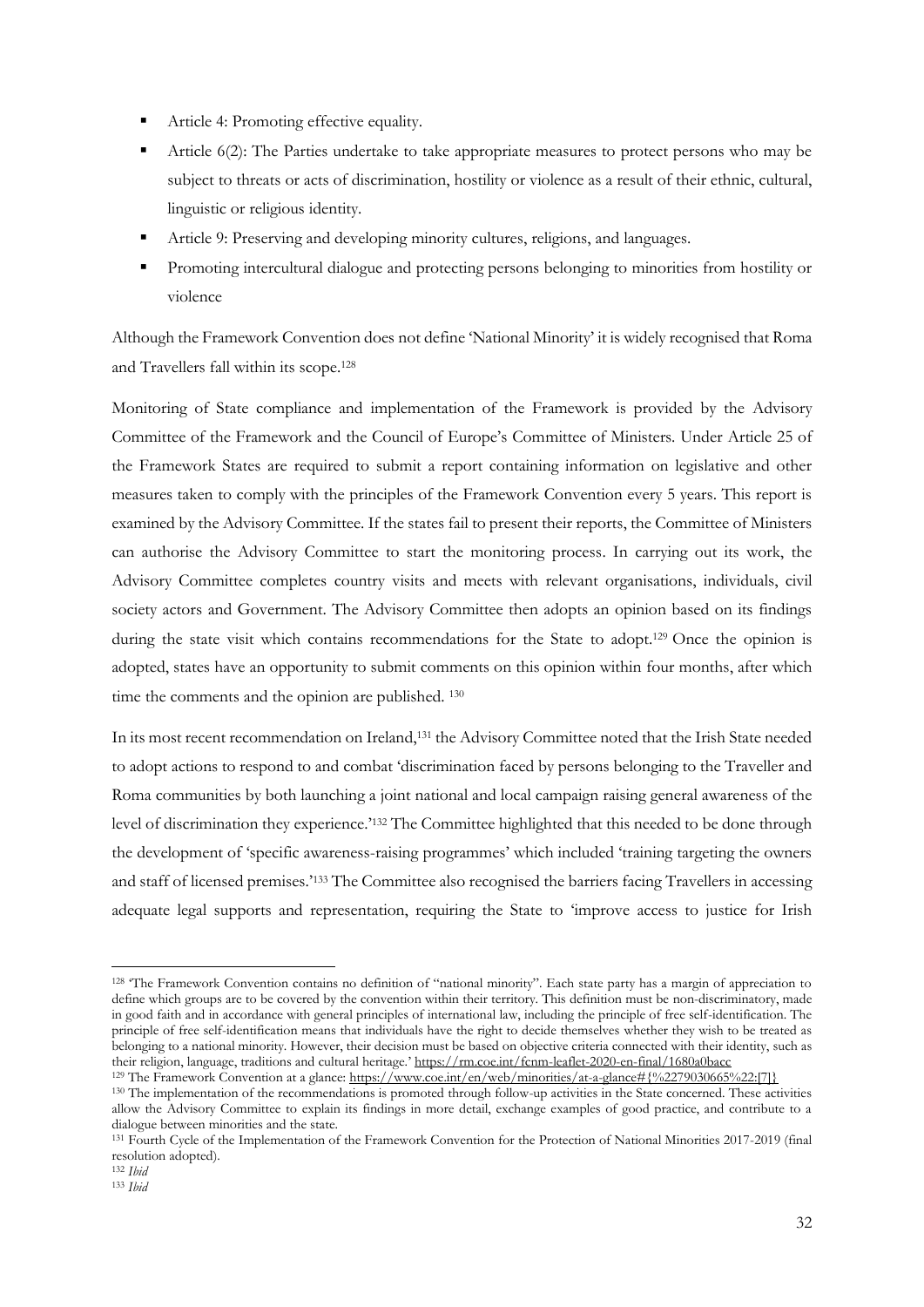- Article 4: Promoting effective equality.
- Article 6(2): The Parties undertake to take appropriate measures to protect persons who may be subject to threats or acts of discrimination, hostility or violence as a result of their ethnic, cultural, linguistic or religious identity.
- Article 9: Preserving and developing minority cultures, religions, and languages.
- Promoting intercultural dialogue and protecting persons belonging to minorities from hostility or violence

Although the Framework Convention does not define 'National Minority' it is widely recognised that Roma and Travellers fall within its scope.[128]

Monitoring of State compliance and implementation of the Framework is provided by the Advisory Committee of the Framework and the Council of Europe's Committee of Ministers. Under Article 25 of the Framework States are required to submit a report containing information on legislative and other measures taken to comply with the principles of the Framework Convention every 5 years. This report is examined by the Advisory Committee. If the states fail to present their reports, the Committee of Ministers can authorise the Advisory Committee to start the monitoring process. In carrying out its work, the Advisory Committee completes country visits and meets with relevant organisations, individuals, civil society actors and Government. The Advisory Committee then adopts an opinion based on its findings during the state visit which contains recommendations for the State to adopt.[129] Once the opinion is adopted, states have an opportunity to submit comments on this opinion within four months, after which time the comments and the opinion are published. [130]

In its most recent recommendation on Ireland,[131] the Advisory Committee noted that the Irish State needed to adopt actions to respond to and combat 'discrimination faced by persons belonging to the Traveller and Roma communities by both launching a joint national and local campaign raising general awareness of the level of discrimination they experience.'[132] The Committee highlighted that this needed to be done through the development of 'specific awareness-raising programmes' which included 'training targeting the owners and staff of licensed premises.'[133] The Committee also recognised the barriers facing Travellers in accessing adequate legal supports and representation, requiring the State to 'improve access to justice for Irish

---

[128] 'The Framework Convention contains no definition of "national minority". Each state party has a margin of appreciation to define which groups are to be covered by the convention within their territory. This definition must be non-discriminatory, made in good faith and in accordance with general principles of international law, including the principle of free self-identification. The principle of free self-identification means that individuals have the right to decide themselves whether they wish to be treated as belonging to a national minority. However, their decision must be based on objective criteria connected with their identity, such as their religion, language, traditions and cultural heritage.' https://rm.coe.int/fcnm-leaflet-2020-en-final/1680a0bacc

[129] The Framework Convention at a glance: https://www.coe.int/en/web/minorities/at-a-glance#{%2279030665%22:[7]}

[130] The implementation of the recommendations is promoted through follow-up activities in the State concerned. These activities allow the Advisory Committee to explain its findings in more detail, exchange examples of good practice, and contribute to a dialogue between minorities and the state.

[131] Fourth Cycle of the Implementation of the Framework Convention for the Protection of National Minorities 2017-2019 (final resolution adopted).

[132] *Ibid*

[133] *Ibid*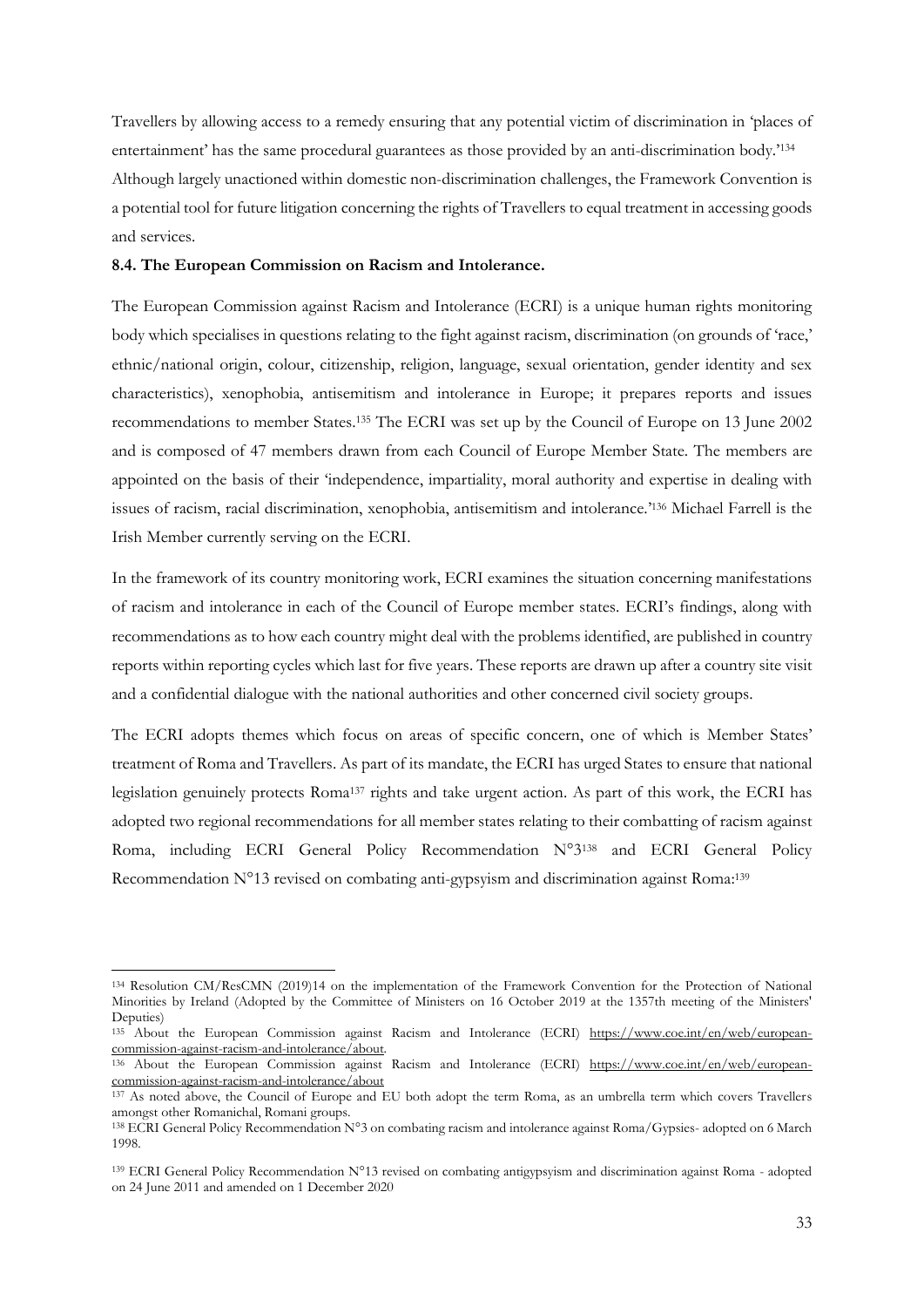Travellers by allowing access to a remedy ensuring that any potential victim of discrimination in 'places of entertainment' has the same procedural guarantees as those provided by an anti-discrimination body.'[134] Although largely unactioned within domestic non-discrimination challenges, the Framework Convention is a potential tool for future litigation concerning the rights of Travellers to equal treatment in accessing goods and services.

**8.4. The European Commission on Racism and Intolerance.**

The European Commission against Racism and Intolerance (ECRI) is a unique human rights monitoring body which specialises in questions relating to the fight against racism, discrimination (on grounds of 'race,' ethnic/national origin, colour, citizenship, religion, language, sexual orientation, gender identity and sex characteristics), xenophobia, antisemitism and intolerance in Europe; it prepares reports and issues recommendations to member States.[135] The ECRI was set up by the Council of Europe on 13 June 2002 and is composed of 47 members drawn from each Council of Europe Member State. The members are appointed on the basis of their 'independence, impartiality, moral authority and expertise in dealing with issues of racism, racial discrimination, xenophobia, antisemitism and intolerance.'[136] Michael Farrell is the Irish Member currently serving on the ECRI.

In the framework of its country monitoring work, ECRI examines the situation concerning manifestations of racism and intolerance in each of the Council of Europe member states. ECRI's findings, along with recommendations as to how each country might deal with the problems identified, are published in country reports within reporting cycles which last for five years. These reports are drawn up after a country site visit and a confidential dialogue with the national authorities and other concerned civil society groups.

The ECRI adopts themes which focus on areas of specific concern, one of which is Member States' treatment of Roma and Travellers. As part of its mandate, the ECRI has urged States to ensure that national legislation genuinely protects Roma[137] rights and take urgent action. As part of this work, the ECRI has adopted two regional recommendations for all member states relating to their combatting of racism against Roma, including ECRI General Policy Recommendation N°3[138] and ECRI General Policy Recommendation N°13 revised on combating anti-gypsyism and discrimination against Roma:[139]

---

[134] Resolution CM/ResCMN (2019)14 on the implementation of the Framework Convention for the Protection of National Minorities by Ireland (Adopted by the Committee of Ministers on 16 October 2019 at the 1357th meeting of the Ministers' Deputies)

[135] About the European Commission against Racism and Intolerance (ECRI) https://www.coe.int/en/web/european-commission-against-racism-and-intolerance/about.

[136] About the European Commission against Racism and Intolerance (ECRI) https://www.coe.int/en/web/european-commission-against-racism-and-intolerance/about

[137] As noted above, the Council of Europe and EU both adopt the term Roma, as an umbrella term which covers Travellers amongst other Romanichal, Romani groups.

[138] ECRI General Policy Recommendation N°3 on combating racism and intolerance against Roma/Gypsies- adopted on 6 March 1998.

[139] ECRI General Policy Recommendation N°13 revised on combating antigypsyism and discrimination against Roma - adopted on 24 June 2011 and amended on 1 December 2020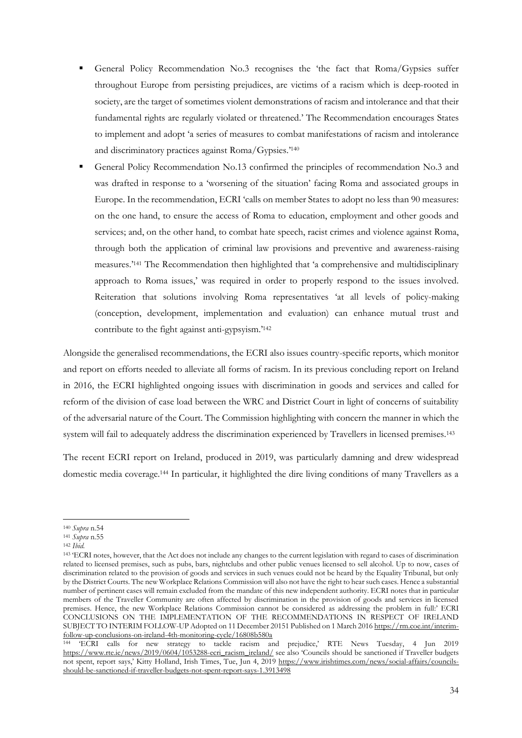- General Policy Recommendation No.3 recognises the 'the fact that Roma/Gypsies suffer throughout Europe from persisting prejudices, are victims of a racism which is deep-rooted in society, are the target of sometimes violent demonstrations of racism and intolerance and that their fundamental rights are regularly violated or threatened.' The Recommendation encourages States to implement and adopt 'a series of measures to combat manifestations of racism and intolerance and discriminatory practices against Roma/Gypsies.'[140]
- General Policy Recommendation No.13 confirmed the principles of recommendation No.3 and was drafted in response to a 'worsening of the situation' facing Roma and associated groups in Europe. In the recommendation, ECRI 'calls on member States to adopt no less than 90 measures: on the one hand, to ensure the access of Roma to education, employment and other goods and services; and, on the other hand, to combat hate speech, racist crimes and violence against Roma, through both the application of criminal law provisions and preventive and awareness-raising measures.'[141] The Recommendation then highlighted that 'a comprehensive and multidisciplinary approach to Roma issues,' was required in order to properly respond to the issues involved. Reiteration that solutions involving Roma representatives 'at all levels of policy-making (conception, development, implementation and evaluation) can enhance mutual trust and contribute to the fight against anti-gypsyism.'[142]

Alongside the generalised recommendations, the ECRI also issues country-specific reports, which monitor and report on efforts needed to alleviate all forms of racism. In its previous concluding report on Ireland in 2016, the ECRI highlighted ongoing issues with discrimination in goods and services and called for reform of the division of case load between the WRC and District Court in light of concerns of suitability of the adversarial nature of the Court. The Commission highlighting with concern the manner in which the system will fail to adequately address the discrimination experienced by Travellers in licensed premises.[143]

The recent ECRI report on Ireland, produced in 2019, was particularly damning and drew widespread domestic media coverage.[144] In particular, it highlighted the dire living conditions of many Travellers as a

---

[140] *Supra* n.54

[141] *Supra* n.55

[142] *Ibid.*

[143] 'ECRI notes, however, that the Act does not include any changes to the current legislation with regard to cases of discrimination related to licensed premises, such as pubs, bars, nightclubs and other public venues licensed to sell alcohol. Up to now, cases of discrimination related to the provision of goods and services in such venues could not be heard by the Equality Tribunal, but only by the District Courts. The new Workplace Relations Commission will also not have the right to hear such cases. Hence a substantial number of pertinent cases will remain excluded from the mandate of this new independent authority. ECRI notes that in particular members of the Traveller Community are often affected by discrimination in the provision of goods and services in licensed premises. Hence, the new Workplace Relations Commission cannot be considered as addressing the problem in full:' ECRI CONCLUSIONS ON THE IMPLEMENTATION OF THE RECOMMENDATIONS IN RESPECT OF IRELAND SUBJECT TO INTERIM FOLLOW-UP Adopted on 11 December 20151 Published on 1 March 2016 https://rm.coe.int/interim-follow-up-conclusions-on-ireland-4th-monitoring-cycle/16808b580a

[144] 'ECRI calls for new strategy to tackle racism and prejudice,' RTE News Tuesday, 4 Jun 2019 https://www.rte.ie/news/2019/0604/1053288-ecri_racism_ireland/ see also 'Councils should be sanctioned if Traveller budgets not spent, report says,' Kitty Holland, Irish Times, Tue, Jun 4, 2019 https://www.irishtimes.com/news/social-affairs/councils-should-be-sanctioned-if-traveller-budgets-not-spent-report-says-1.3913498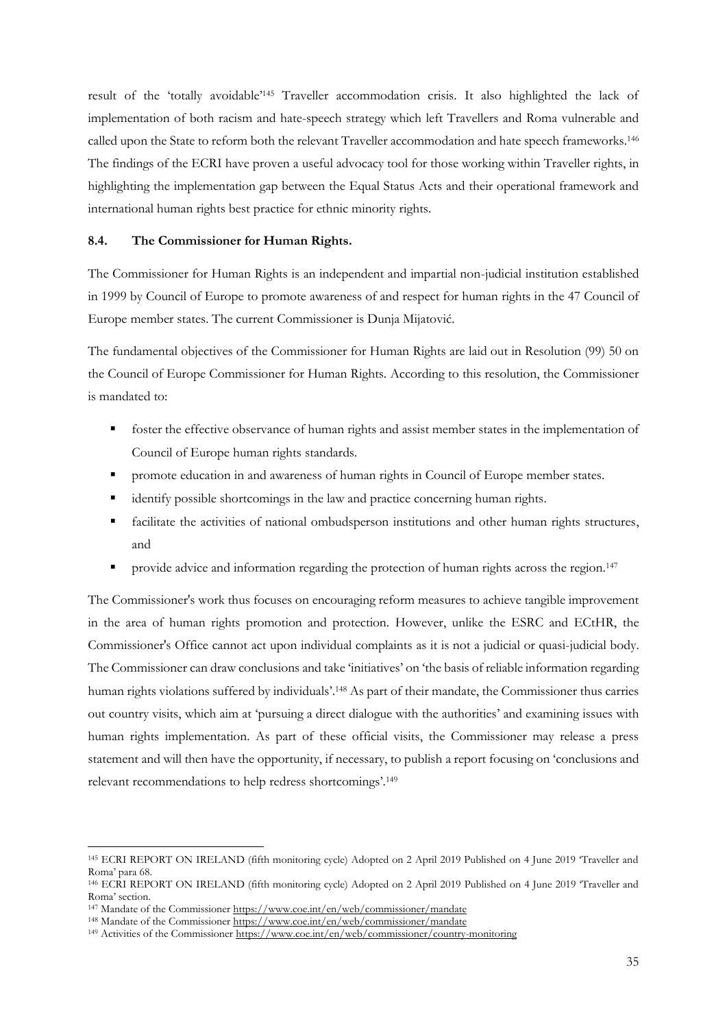result of the 'totally avoidable'[145] Traveller accommodation crisis. It also highlighted the lack of implementation of both racism and hate-speech strategy which left Travellers and Roma vulnerable and called upon the State to reform both the relevant Traveller accommodation and hate speech frameworks.[146] The findings of the ECRI have proven a useful advocacy tool for those working within Traveller rights, in highlighting the implementation gap between the Equal Status Acts and their operational framework and international human rights best practice for ethnic minority rights.

### 8.4. The Commissioner for Human Rights.

The Commissioner for Human Rights is an independent and impartial non-judicial institution established in 1999 by Council of Europe to promote awareness of and respect for human rights in the 47 Council of Europe member states. The current Commissioner is Dunja Mijatović.

The fundamental objectives of the Commissioner for Human Rights are laid out in Resolution (99) 50 on the Council of Europe Commissioner for Human Rights. According to this resolution, the Commissioner is mandated to:

- foster the effective observance of human rights and assist member states in the implementation of Council of Europe human rights standards.
- promote education in and awareness of human rights in Council of Europe member states.
- identify possible shortcomings in the law and practice concerning human rights.
- facilitate the activities of national ombudsperson institutions and other human rights structures, and
- provide advice and information regarding the protection of human rights across the region.[147]

The Commissioner's work thus focuses on encouraging reform measures to achieve tangible improvement in the area of human rights promotion and protection. However, unlike the ESRC and ECtHR, the Commissioner's Office cannot act upon individual complaints as it is not a judicial or quasi-judicial body. The Commissioner can draw conclusions and take 'initiatives' on 'the basis of reliable information regarding human rights violations suffered by individuals'.[148] As part of their mandate, the Commissioner thus carries out country visits, which aim at 'pursuing a direct dialogue with the authorities' and examining issues with human rights implementation. As part of these official visits, the Commissioner may release a press statement and will then have the opportunity, if necessary, to publish a report focusing on 'conclusions and relevant recommendations to help redress shortcomings'.[149]

---

[145] ECRI REPORT ON IRELAND (fifth monitoring cycle) Adopted on 2 April 2019 Published on 4 June 2019 'Traveller and Roma' para 68.

[146] ECRI REPORT ON IRELAND (fifth monitoring cycle) Adopted on 2 April 2019 Published on 4 June 2019 'Traveller and Roma' section.

[147] Mandate of the Commissioner https://www.coe.int/en/web/commissioner/mandate

[148] Mandate of the Commissioner https://www.coe.int/en/web/commissioner/mandate

[149] Activities of the Commissioner https://www.coe.int/en/web/commissioner/country-monitoring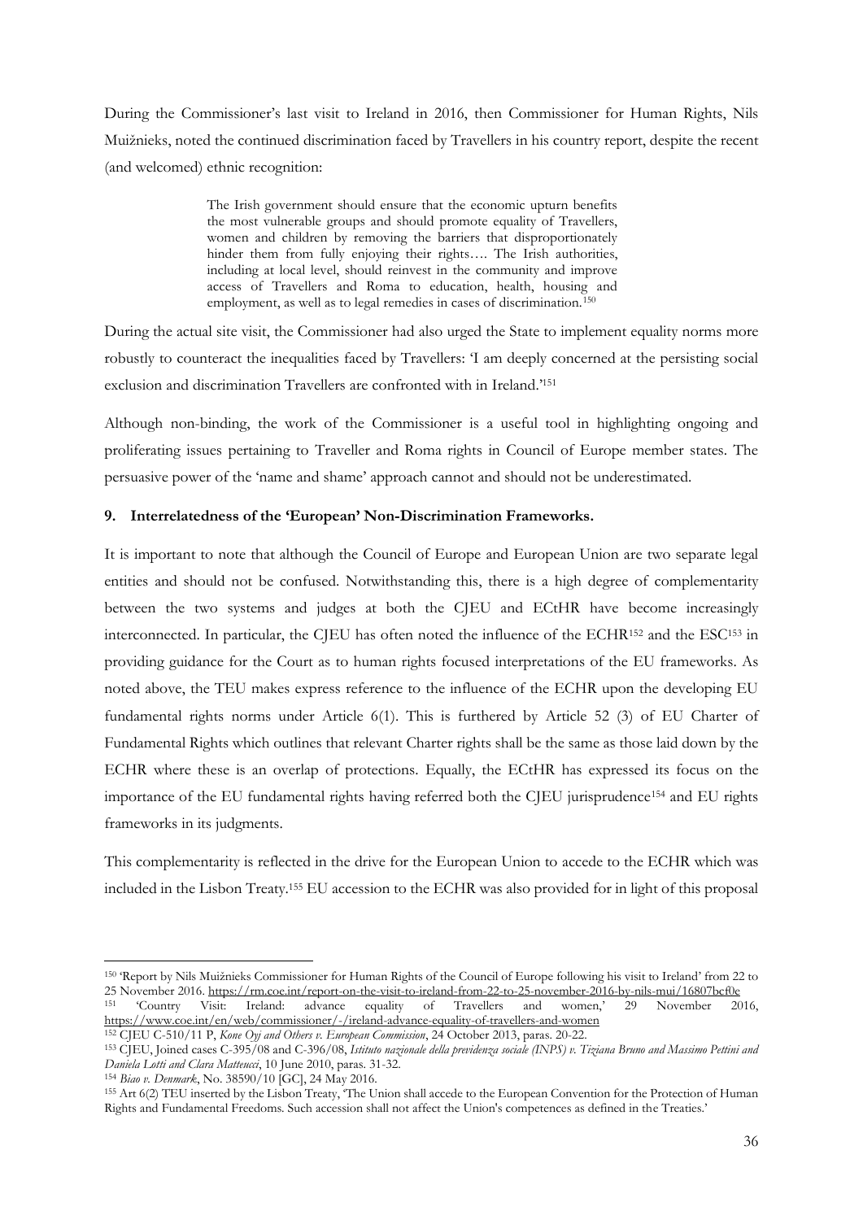During the Commissioner's last visit to Ireland in 2016, then Commissioner for Human Rights, Nils Muižnieks, noted the continued discrimination faced by Travellers in his country report, despite the recent (and welcomed) ethnic recognition:

> The Irish government should ensure that the economic upturn benefits the most vulnerable groups and should promote equality of Travellers, women and children by removing the barriers that disproportionately hinder them from fully enjoying their rights…. The Irish authorities, including at local level, should reinvest in the community and improve access of Travellers and Roma to education, health, housing and employment, as well as to legal remedies in cases of discrimination.[150]

During the actual site visit, the Commissioner had also urged the State to implement equality norms more robustly to counteract the inequalities faced by Travellers: 'I am deeply concerned at the persisting social exclusion and discrimination Travellers are confronted with in Ireland.'[151]

Although non-binding, the work of the Commissioner is a useful tool in highlighting ongoing and proliferating issues pertaining to Traveller and Roma rights in Council of Europe member states. The persuasive power of the 'name and shame' approach cannot and should not be underestimated.

## 9. Interrelatedness of the 'European' Non-Discrimination Frameworks.

It is important to note that although the Council of Europe and European Union are two separate legal entities and should not be confused. Notwithstanding this, there is a high degree of complementarity between the two systems and judges at both the CJEU and ECtHR have become increasingly interconnected. In particular, the CJEU has often noted the influence of the ECHR[152] and the ESC[153] in providing guidance for the Court as to human rights focused interpretations of the EU frameworks. As noted above, the TEU makes express reference to the influence of the ECHR upon the developing EU fundamental rights norms under Article 6(1). This is furthered by Article 52 (3) of EU Charter of Fundamental Rights which outlines that relevant Charter rights shall be the same as those laid down by the ECHR where these is an overlap of protections. Equally, the ECtHR has expressed its focus on the importance of the EU fundamental rights having referred both the CJEU jurisprudence[154] and EU rights frameworks in its judgments.

This complementarity is reflected in the drive for the European Union to accede to the ECHR which was included in the Lisbon Treaty.[155] EU accession to the ECHR was also provided for in light of this proposal

---

[150] 'Report by Nils Muižnieks Commissioner for Human Rights of the Council of Europe following his visit to Ireland' from 22 to 25 November 2016. https://rm.coe.int/report-on-the-visit-to-ireland-from-22-to-25-november-2016-by-nils-mui/16807bcf0e

[151] 'Country Visit: Ireland: advance equality of Travellers and women,' 29 November 2016, https://www.coe.int/en/web/commissioner/-/ireland-advance-equality-of-travellers-and-women

[152] CJEU C-510/11 P, *Kone Oyj and Others v. European Commission*, 24 October 2013, paras. 20-22.

[153] CJEU, Joined cases C-395/08 and C-396/08, *Istituto nazionale della previdenza sociale (INPS) v. Tiziana Bruno and Massimo Pettini and Daniela Lotti and Clara Matteucci*, 10 June 2010, paras. 31-32.

[154] *Biao v. Denmark*, No. 38590/10 [GC], 24 May 2016.

[155] Art 6(2) TEU inserted by the Lisbon Treaty, 'The Union shall accede to the European Convention for the Protection of Human Rights and Fundamental Freedoms. Such accession shall not affect the Union's competences as defined in the Treaties.'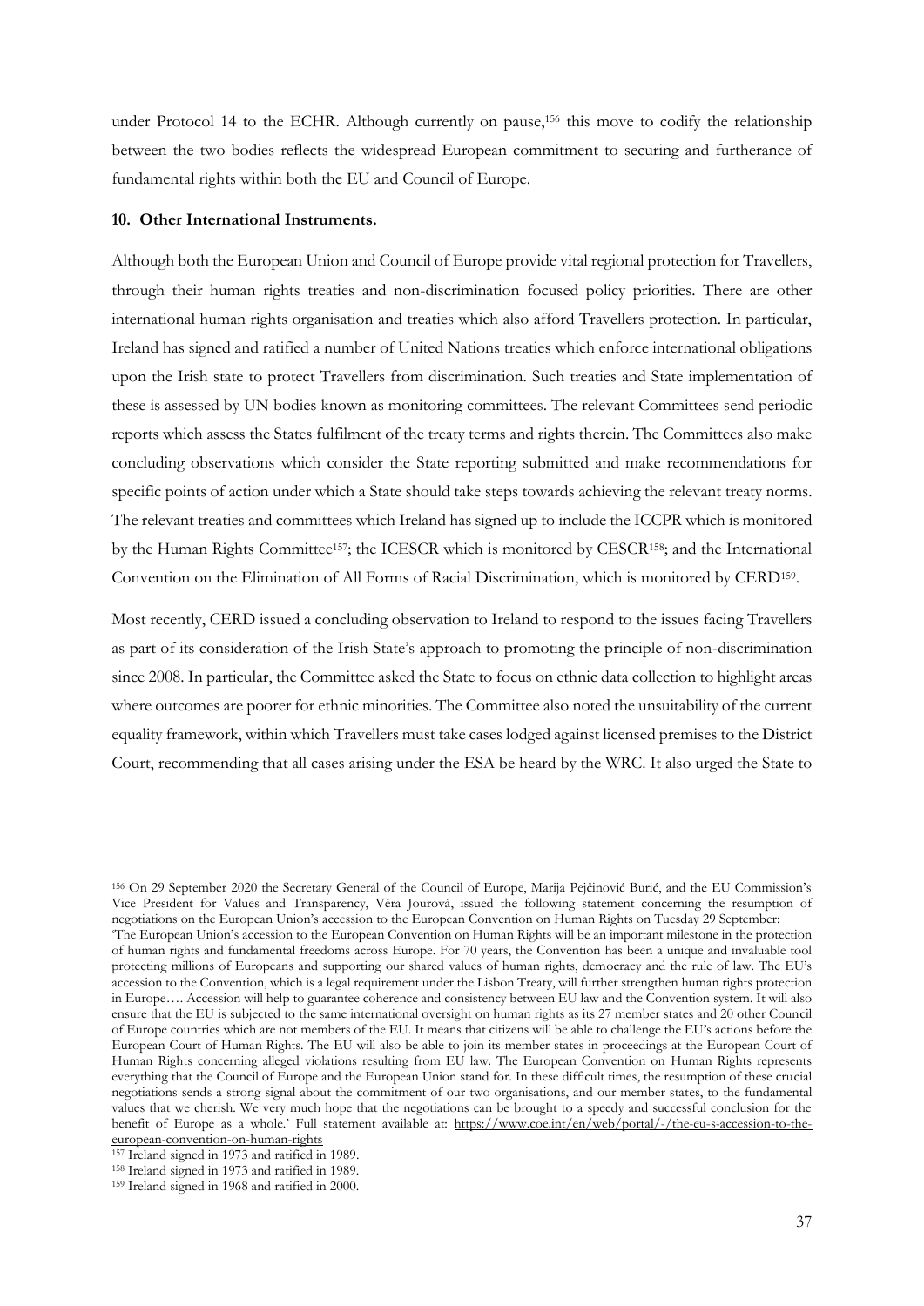under Protocol 14 to the ECHR. Although currently on pause,[156] this move to codify the relationship between the two bodies reflects the widespread European commitment to securing and furtherance of fundamental rights within both the EU and Council of Europe.

## 10. Other International Instruments.

Although both the European Union and Council of Europe provide vital regional protection for Travellers, through their human rights treaties and non-discrimination focused policy priorities. There are other international human rights organisation and treaties which also afford Travellers protection. In particular, Ireland has signed and ratified a number of United Nations treaties which enforce international obligations upon the Irish state to protect Travellers from discrimination. Such treaties and State implementation of these is assessed by UN bodies known as monitoring committees. The relevant Committees send periodic reports which assess the States fulfilment of the treaty terms and rights therein. The Committees also make concluding observations which consider the State reporting submitted and make recommendations for specific points of action under which a State should take steps towards achieving the relevant treaty norms. The relevant treaties and committees which Ireland has signed up to include the ICCPR which is monitored by the Human Rights Committee[157]; the ICESCR which is monitored by CESCR[158]; and the International Convention on the Elimination of All Forms of Racial Discrimination, which is monitored by CERD[159].

Most recently, CERD issued a concluding observation to Ireland to respond to the issues facing Travellers as part of its consideration of the Irish State's approach to promoting the principle of non-discrimination since 2008. In particular, the Committee asked the State to focus on ethnic data collection to highlight areas where outcomes are poorer for ethnic minorities. The Committee also noted the unsuitability of the current equality framework, within which Travellers must take cases lodged against licensed premises to the District Court, recommending that all cases arising under the ESA be heard by the WRC. It also urged the State to

---

[156] On 29 September 2020 the Secretary General of the Council of Europe, Marija Pejčinović Burić, and the EU Commission's Vice President for Values and Transparency, Věra Jourová, issued the following statement concerning the resumption of negotiations on the European Union's accession to the European Convention on Human Rights on Tuesday 29 September:
'The European Union's accession to the European Convention on Human Rights will be an important milestone in the protection of human rights and fundamental freedoms across Europe. For 70 years, the Convention has been a unique and invaluable tool protecting millions of Europeans and supporting our shared values of human rights, democracy and the rule of law. The EU's accession to the Convention, which is a legal requirement under the Lisbon Treaty, will further strengthen human rights protection in Europe…. Accession will help to guarantee coherence and consistency between EU law and the Convention system. It will also ensure that the EU is subjected to the same international oversight on human rights as its 27 member states and 20 other Council of Europe countries which are not members of the EU. It means that citizens will be able to challenge the EU's actions before the European Court of Human Rights. The EU will also be able to join its member states in proceedings at the European Court of Human Rights concerning alleged violations resulting from EU law. The European Convention on Human Rights represents everything that the Council of Europe and the European Union stand for. In these difficult times, the resumption of these crucial negotiations sends a strong signal about the commitment of our two organisations, and our member states, to the fundamental values that we cherish. We very much hope that the negotiations can be brought to a speedy and successful conclusion for the benefit of Europe as a whole.' Full statement available at: https://www.coe.int/en/web/portal/-/the-eu-s-accession-to-the-european-convention-on-human-rights

[157] Ireland signed in 1973 and ratified in 1989.

[158] Ireland signed in 1973 and ratified in 1989.

[159] Ireland signed in 1968 and ratified in 2000.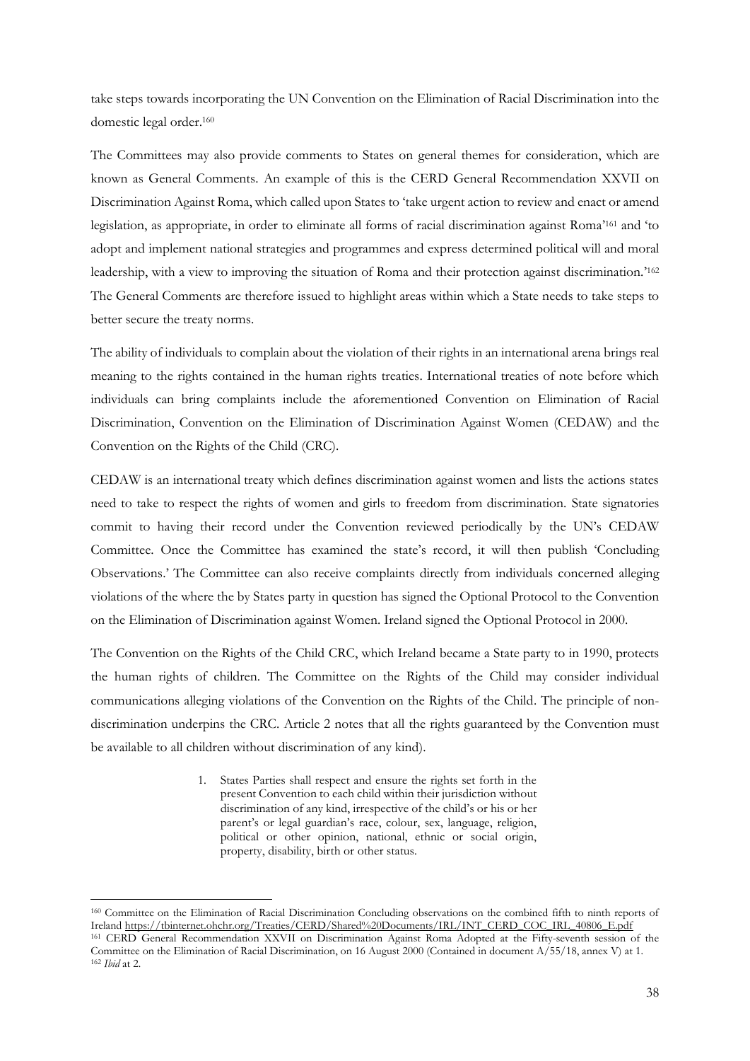take steps towards incorporating the UN Convention on the Elimination of Racial Discrimination into the domestic legal order.[160]

The Committees may also provide comments to States on general themes for consideration, which are known as General Comments. An example of this is the CERD General Recommendation XXVII on Discrimination Against Roma, which called upon States to 'take urgent action to review and enact or amend legislation, as appropriate, in order to eliminate all forms of racial discrimination against Roma'[161] and 'to adopt and implement national strategies and programmes and express determined political will and moral leadership, with a view to improving the situation of Roma and their protection against discrimination.'[162] The General Comments are therefore issued to highlight areas within which a State needs to take steps to better secure the treaty norms.

The ability of individuals to complain about the violation of their rights in an international arena brings real meaning to the rights contained in the human rights treaties. International treaties of note before which individuals can bring complaints include the aforementioned Convention on Elimination of Racial Discrimination, Convention on the Elimination of Discrimination Against Women (CEDAW) and the Convention on the Rights of the Child (CRC).

CEDAW is an international treaty which defines discrimination against women and lists the actions states need to take to respect the rights of women and girls to freedom from discrimination. State signatories commit to having their record under the Convention reviewed periodically by the UN's CEDAW Committee. Once the Committee has examined the state's record, it will then publish 'Concluding Observations.' The Committee can also receive complaints directly from individuals concerned alleging violations of the where the by States party in question has signed the Optional Protocol to the Convention on the Elimination of Discrimination against Women. Ireland signed the Optional Protocol in 2000.

The Convention on the Rights of the Child CRC, which Ireland became a State party to in 1990, protects the human rights of children. The Committee on the Rights of the Child may consider individual communications alleging violations of the Convention on the Rights of the Child. The principle of non-discrimination underpins the CRC. Article 2 notes that all the rights guaranteed by the Convention must be available to all children without discrimination of any kind).

> 1. States Parties shall respect and ensure the rights set forth in the present Convention to each child within their jurisdiction without discrimination of any kind, irrespective of the child's or his or her parent's or legal guardian's race, colour, sex, language, religion, political or other opinion, national, ethnic or social origin, property, disability, birth or other status.

---

[160] Committee on the Elimination of Racial Discrimination Concluding observations on the combined fifth to ninth reports of Ireland https://tbinternet.ohchr.org/Treaties/CERD/Shared%20Documents/IRL/INT_CERD_COC_IRL_40806_E.pdf

[161] CERD General Recommendation XXVII on Discrimination Against Roma Adopted at the Fifty-seventh session of the Committee on the Elimination of Racial Discrimination, on 16 August 2000 (Contained in document A/55/18, annex V) at 1.

[162] *Ibid* at 2.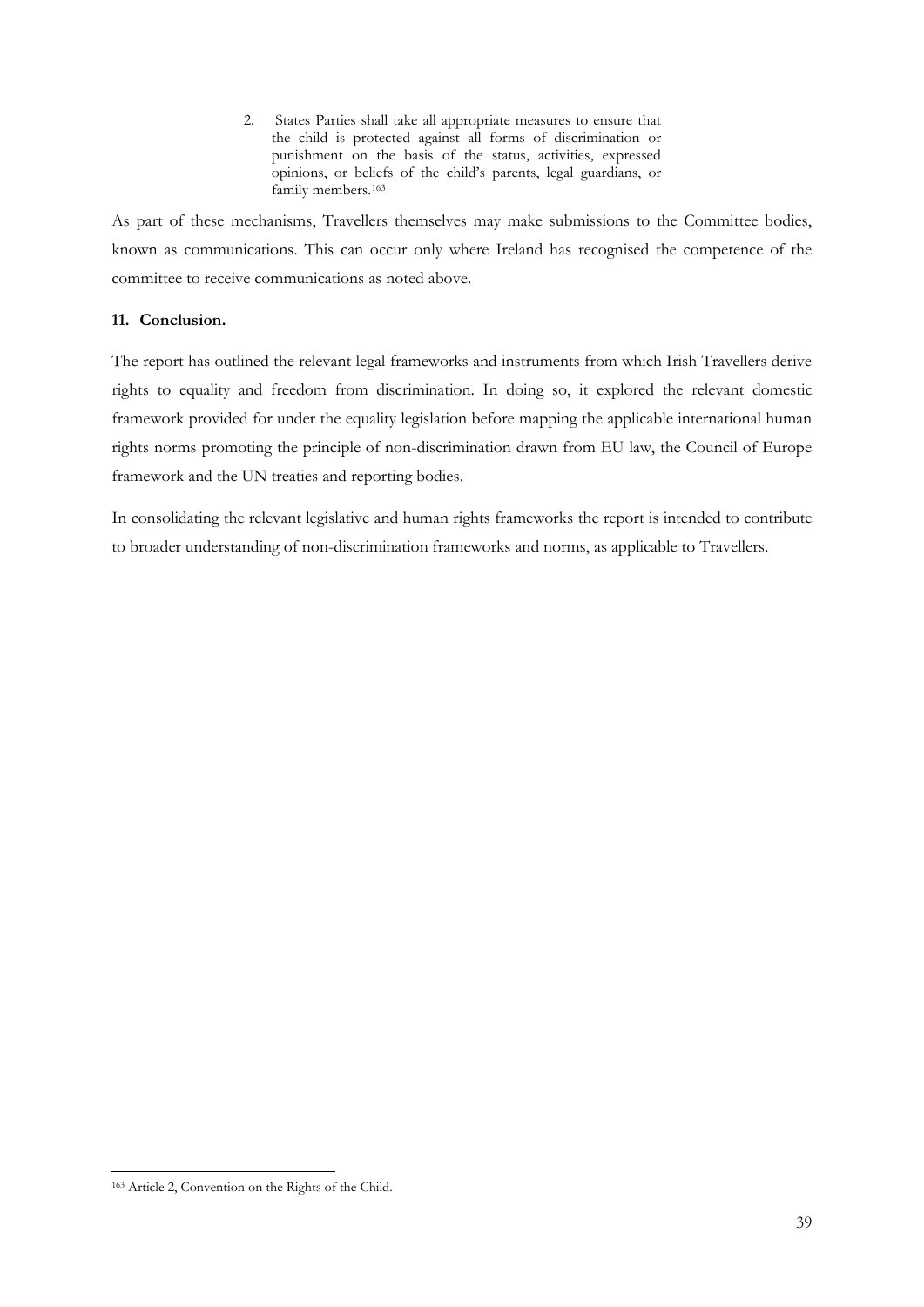> 2. States Parties shall take all appropriate measures to ensure that the child is protected against all forms of discrimination or punishment on the basis of the status, activities, expressed opinions, or beliefs of the child's parents, legal guardians, or family members.[163]

As part of these mechanisms, Travellers themselves may make submissions to the Committee bodies, known as communications. This can occur only where Ireland has recognised the competence of the committee to receive communications as noted above.

## 11. Conclusion.

The report has outlined the relevant legal frameworks and instruments from which Irish Travellers derive rights to equality and freedom from discrimination. In doing so, it explored the relevant domestic framework provided for under the equality legislation before mapping the applicable international human rights norms promoting the principle of non-discrimination drawn from EU law, the Council of Europe framework and the UN treaties and reporting bodies.

In consolidating the relevant legislative and human rights frameworks the report is intended to contribute to broader understanding of non-discrimination frameworks and norms, as applicable to Travellers.

---

[163] Article 2, Convention on the Rights of the Child.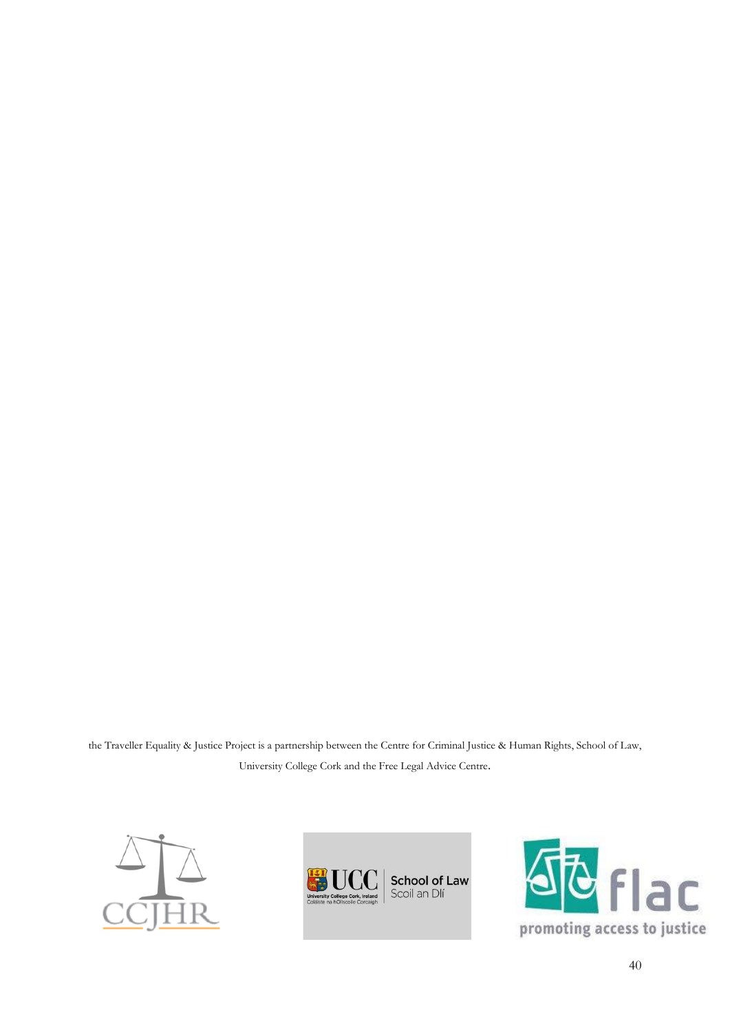the Traveller Equality & Justice Project is a partnership between the Centre for Criminal Justice & Human Rights, School of Law, University College Cork and the Free Legal Advice Centre.